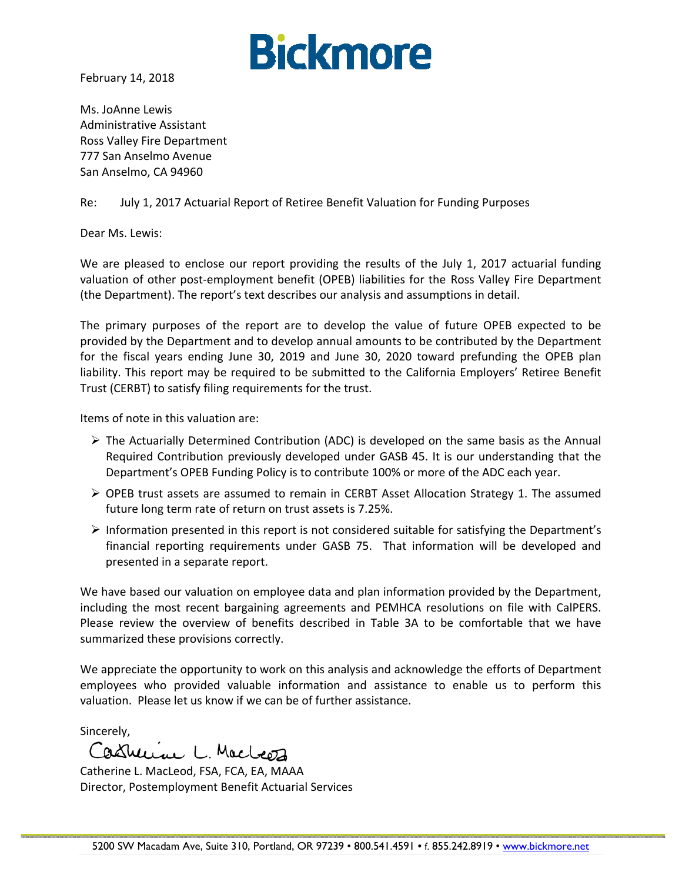February 14, 2018

Ms. JoAnne Lewis
Administrative Assistant
Ross Valley Fire Department
777 San Anselmo Avenue
San Anselmo, CA 94960

Re: July 1, 2017 Actuarial Report of Retiree Benefit Valuation for Funding Purposes

Dear Ms. Lewis:

We are pleased to enclose our report providing the results of the July 1, 2017 actuarial funding valuation of other post-employment benefit (OPEB) liabilities for the Ross Valley Fire Department (the Department). The report's text describes our analysis and assumptions in detail.

The primary purposes of the report are to develop the value of future OPEB expected to be provided by the Department and to develop annual amounts to be contributed by the Department for the fiscal years ending June 30, 2019 and June 30, 2020 toward prefunding the OPEB plan liability. This report may be required to be submitted to the California Employers' Retiree Benefit Trust (CERBT) to satisfy filing requirements for the trust.

Items of note in this valuation are:

- The Actuarially Determined Contribution (ADC) is developed on the same basis as the Annual Required Contribution previously developed under GASB 45. It is our understanding that the Department's OPEB Funding Policy is to contribute 100% or more of the ADC each year.
- OPEB trust assets are assumed to remain in CERBT Asset Allocation Strategy 1. The assumed future long term rate of return on trust assets is 7.25%.
- Information presented in this report is not considered suitable for satisfying the Department's financial reporting requirements under GASB 75. That information will be developed and presented in a separate report.

We have based our valuation on employee data and plan information provided by the Department, including the most recent bargaining agreements and PEMHCA resolutions on file with CalPERS. Please review the overview of benefits described in Table 3A to be comfortable that we have summarized these provisions correctly.

We appreciate the opportunity to work on this analysis and acknowledge the efforts of Department employees who provided valuable information and assistance to enable us to perform this valuation. Please let us know if we can be of further assistance.

Sincerely,

Catherine L. MacLeod

Catherine L. MacLeod, FSA, FCA, EA, MAAA
Director, Postemployment Benefit Actuarial Services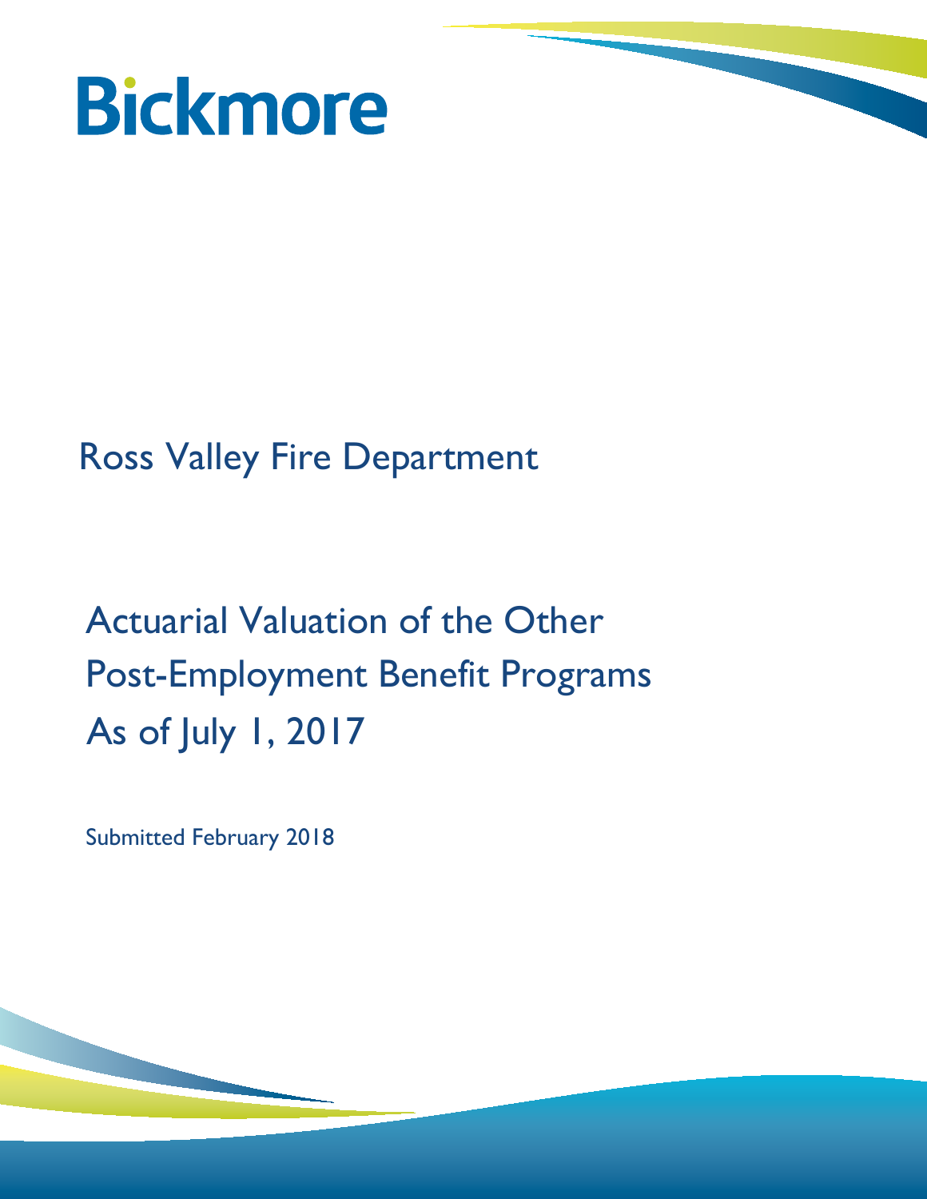# Bickmore

Ross Valley Fire Department

## Actuarial Valuation of the Other Post-Employment Benefit Programs As of July 1, 2017

Submitted February 2018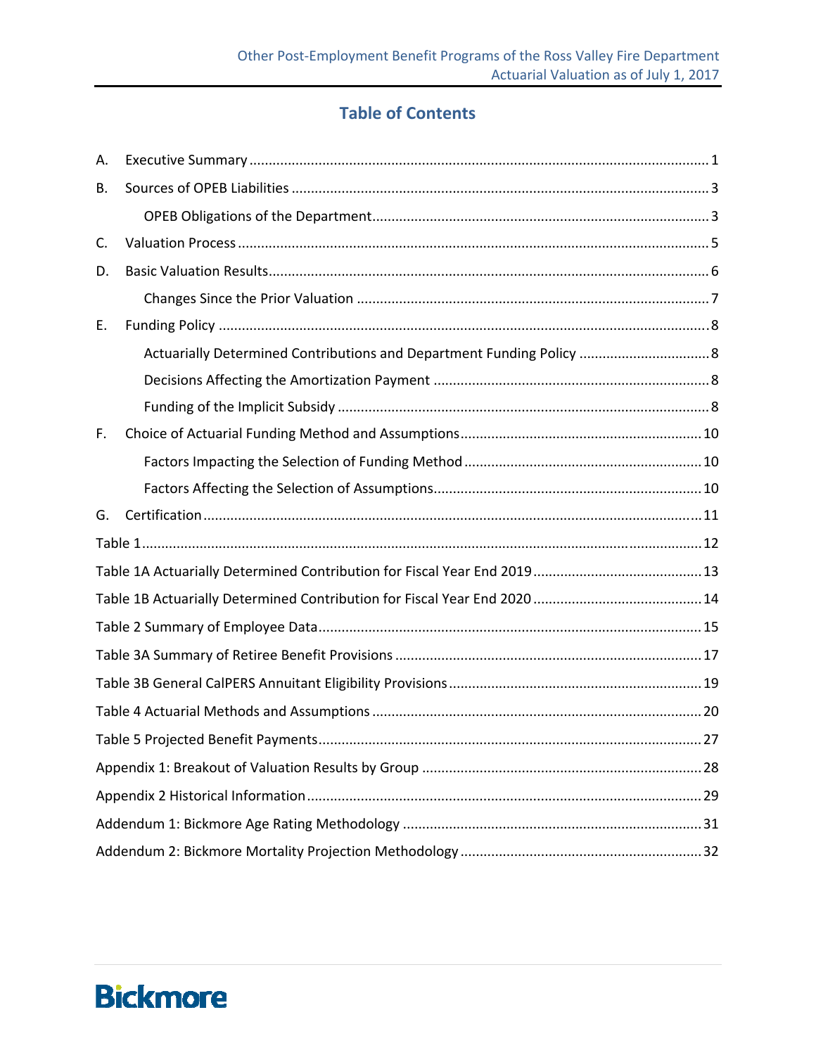# Table of Contents

A. Executive Summary ............................................................ 1

B. Sources of OPEB Liabilities ............................................................ 3

- OPEB Obligations of the Department ............................................................ 3

C. Valuation Process ............................................................ 5

D. Basic Valuation Results ............................................................ 6

- Changes Since the Prior Valuation ............................................................ 7

E. Funding Policy ............................................................ 8

- Actuarially Determined Contributions and Department Funding Policy ............................................................ 8
- Decisions Affecting the Amortization Payment ............................................................ 8
- Funding of the Implicit Subsidy ............................................................ 8

F. Choice of Actuarial Funding Method and Assumptions ............................................................ 10

- Factors Impacting the Selection of Funding Method ............................................................ 10
- Factors Affecting the Selection of Assumptions ............................................................ 10

G. Certification ............................................................ 11

Table 1 ............................................................ 12

Table 1A Actuarially Determined Contribution for Fiscal Year End 2019 ............................................................ 13

Table 1B Actuarially Determined Contribution for Fiscal Year End 2020 ............................................................ 14

Table 2 Summary of Employee Data ............................................................ 15

Table 3A Summary of Retiree Benefit Provisions ............................................................ 17

Table 3B General CalPERS Annuitant Eligibility Provisions ............................................................ 19

Table 4 Actuarial Methods and Assumptions ............................................................ 20

Table 5 Projected Benefit Payments ............................................................ 27

Appendix 1: Breakout of Valuation Results by Group ............................................................ 28

Appendix 2 Historical Information ............................................................ 29

Addendum 1: Bickmore Age Rating Methodology ............................................................ 31

Addendum 2: Bickmore Mortality Projection Methodology ............................................................ 32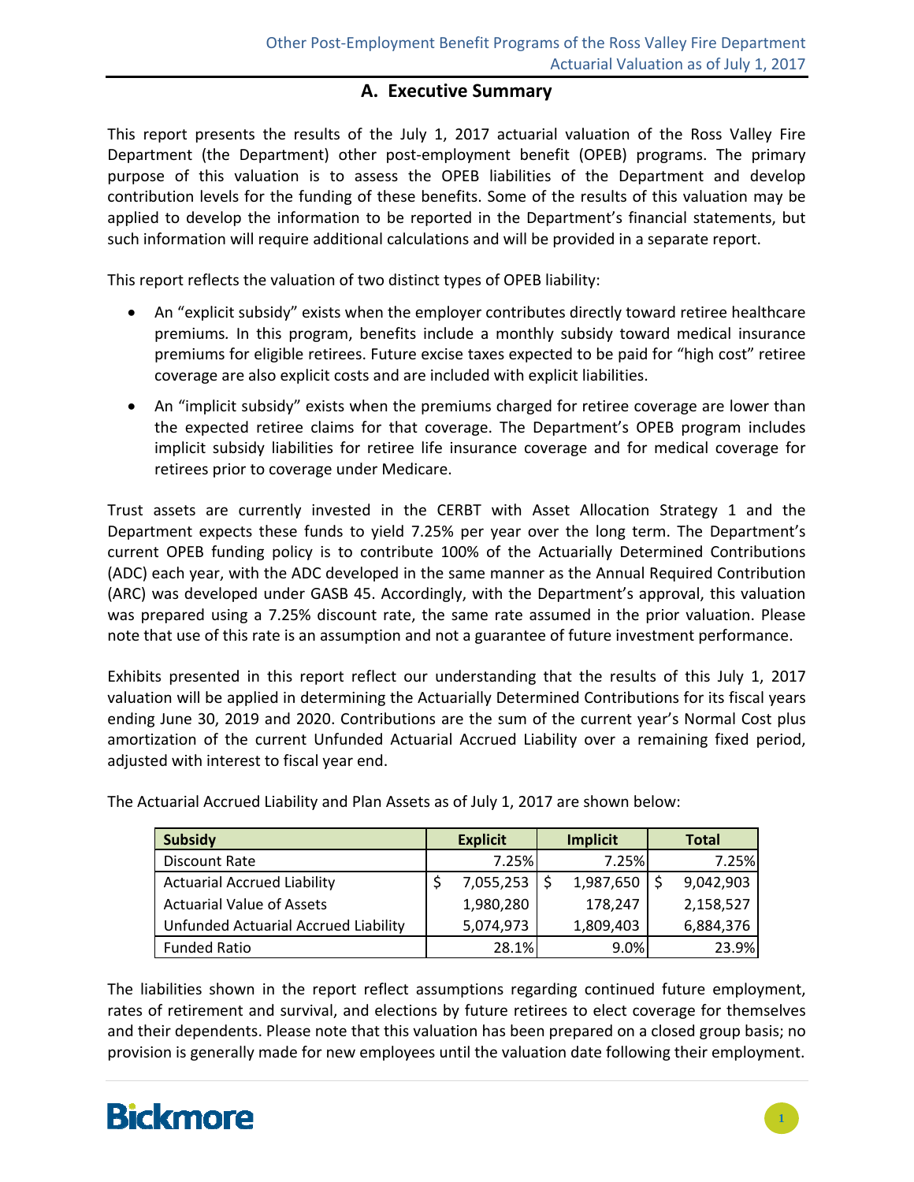## A. Executive Summary

This report presents the results of the July 1, 2017 actuarial valuation of the Ross Valley Fire Department (the Department) other post-employment benefit (OPEB) programs. The primary purpose of this valuation is to assess the OPEB liabilities of the Department and develop contribution levels for the funding of these benefits. Some of the results of this valuation may be applied to develop the information to be reported in the Department's financial statements, but such information will require additional calculations and will be provided in a separate report.

This report reflects the valuation of two distinct types of OPEB liability:

- An "explicit subsidy" exists when the employer contributes directly toward retiree healthcare premiums. In this program, benefits include a monthly subsidy toward medical insurance premiums for eligible retirees. Future excise taxes expected to be paid for "high cost" retiree coverage are also explicit costs and are included with explicit liabilities.
- An "implicit subsidy" exists when the premiums charged for retiree coverage are lower than the expected retiree claims for that coverage. The Department's OPEB program includes implicit subsidy liabilities for retiree life insurance coverage and for medical coverage for retirees prior to coverage under Medicare.

Trust assets are currently invested in the CERBT with Asset Allocation Strategy 1 and the Department expects these funds to yield 7.25% per year over the long term. The Department's current OPEB funding policy is to contribute 100% of the Actuarially Determined Contributions (ADC) each year, with the ADC developed in the same manner as the Annual Required Contribution (ARC) was developed under GASB 45. Accordingly, with the Department's approval, this valuation was prepared using a 7.25% discount rate, the same rate assumed in the prior valuation. Please note that use of this rate is an assumption and not a guarantee of future investment performance.

Exhibits presented in this report reflect our understanding that the results of this July 1, 2017 valuation will be applied in determining the Actuarially Determined Contributions for its fiscal years ending June 30, 2019 and 2020. Contributions are the sum of the current year's Normal Cost plus amortization of the current Unfunded Actuarial Accrued Liability over a remaining fixed period, adjusted with interest to fiscal year end.

The Actuarial Accrued Liability and Plan Assets as of July 1, 2017 are shown below:

| Subsidy | Explicit | Implicit | Total |
|---|---|---|---|
| Discount Rate | 7.25% | 7.25% | 7.25% |
| Actuarial Accrued Liability | $ 7,055,253 | $ 1,987,650 | $ 9,042,903 |
| Actuarial Value of Assets | 1,980,280 | 178,247 | 2,158,527 |
| Unfunded Actuarial Accrued Liability | 5,074,973 | 1,809,403 | 6,884,376 |
| Funded Ratio | 28.1% | 9.0% | 23.9% |

The liabilities shown in the report reflect assumptions regarding continued future employment, rates of retirement and survival, and elections by future retirees to elect coverage for themselves and their dependents. Please note that this valuation has been prepared on a closed group basis; no provision is generally made for new employees until the valuation date following their employment.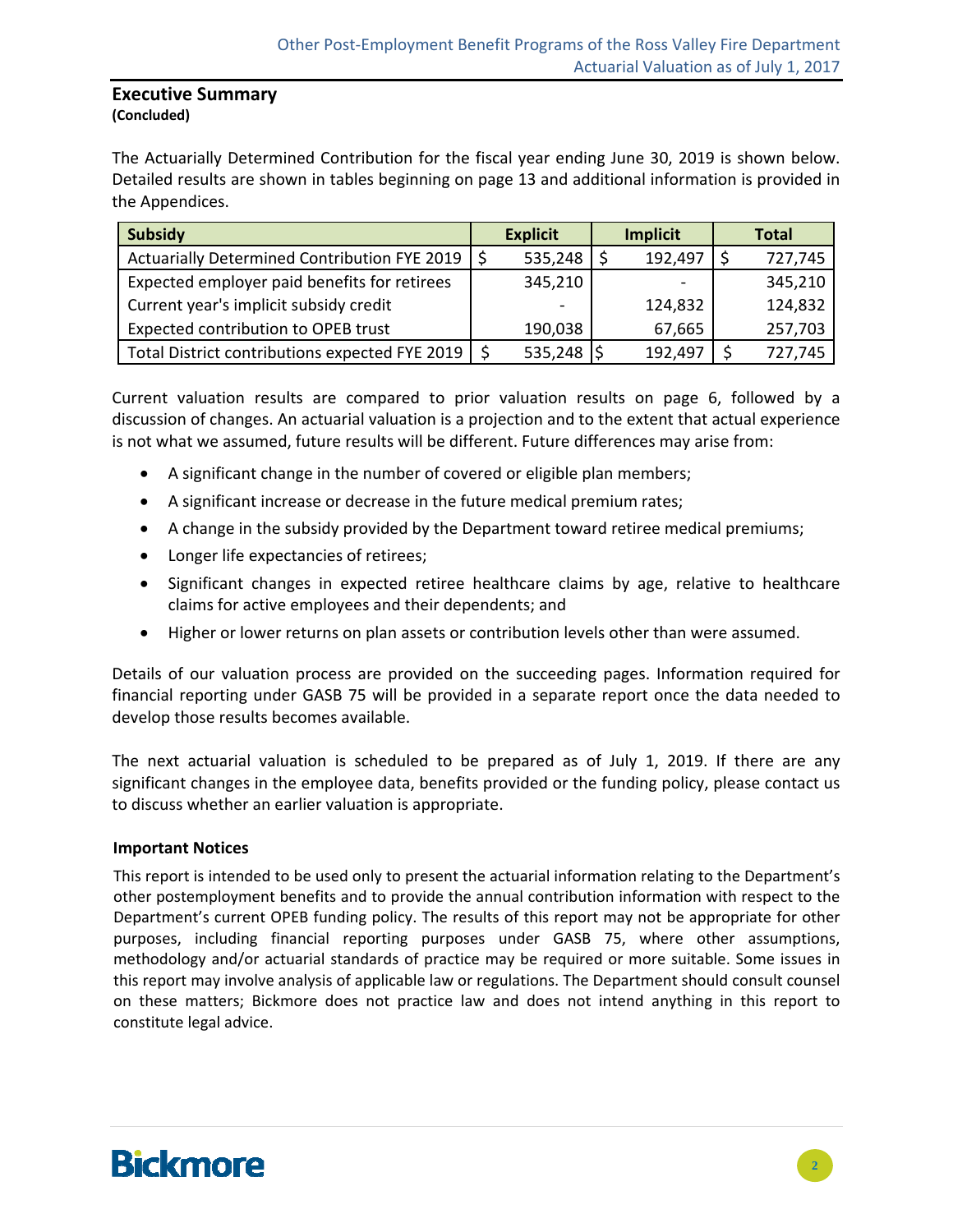## Executive Summary
**(Concluded)**

The Actuarially Determined Contribution for the fiscal year ending June 30, 2019 is shown below. Detailed results are shown in tables beginning on page 13 and additional information is provided in the Appendices.

| Subsidy | Explicit | Implicit | Total |
|---|---|---|---|
| Actuarially Determined Contribution FYE 2019 | $ 535,248 | $ 192,497 | $ 727,745 |
| Expected employer paid benefits for retirees | 345,210 | - | 345,210 |
| Current year's implicit subsidy credit | - | 124,832 | 124,832 |
| Expected contribution to OPEB trust | 190,038 | 67,665 | 257,703 |
| Total District contributions expected FYE 2019 | $ 535,248 | $ 192,497 | $ 727,745 |

Current valuation results are compared to prior valuation results on page 6, followed by a discussion of changes. An actuarial valuation is a projection and to the extent that actual experience is not what we assumed, future results will be different. Future differences may arise from:

- A significant change in the number of covered or eligible plan members;
- A significant increase or decrease in the future medical premium rates;
- A change in the subsidy provided by the Department toward retiree medical premiums;
- Longer life expectancies of retirees;
- Significant changes in expected retiree healthcare claims by age, relative to healthcare claims for active employees and their dependents; and
- Higher or lower returns on plan assets or contribution levels other than were assumed.

Details of our valuation process are provided on the succeeding pages. Information required for financial reporting under GASB 75 will be provided in a separate report once the data needed to develop those results becomes available.

The next actuarial valuation is scheduled to be prepared as of July 1, 2019. If there are any significant changes in the employee data, benefits provided or the funding policy, please contact us to discuss whether an earlier valuation is appropriate.

### Important Notices

This report is intended to be used only to present the actuarial information relating to the Department's other postemployment benefits and to provide the annual contribution information with respect to the Department's current OPEB funding policy. The results of this report may not be appropriate for other purposes, including financial reporting purposes under GASB 75, where other assumptions, methodology and/or actuarial standards of practice may be required or more suitable. Some issues in this report may involve analysis of applicable law or regulations. The Department should consult counsel on these matters; Bickmore does not practice law and does not intend anything in this report to constitute legal advice.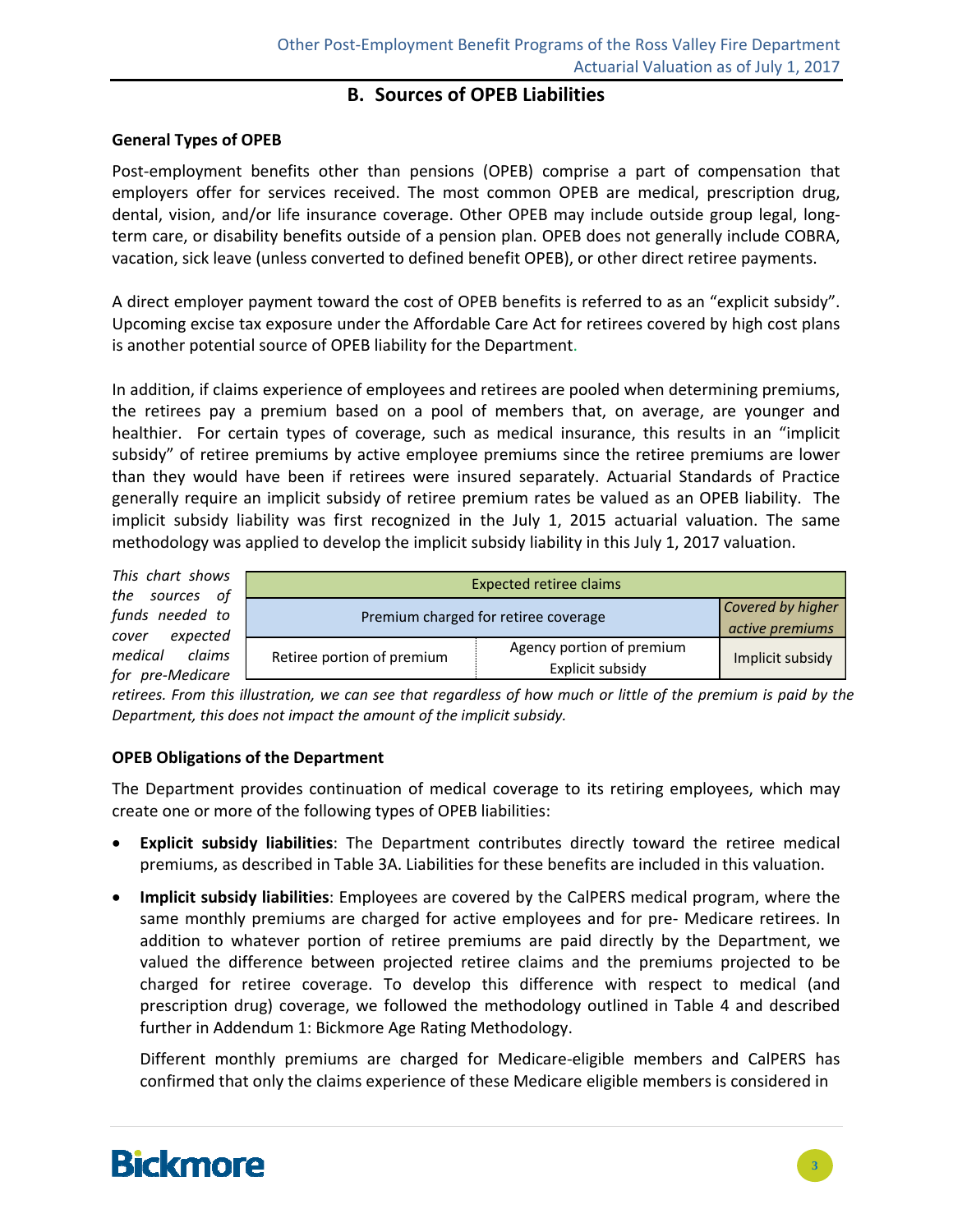## B. Sources of OPEB Liabilities

**General Types of OPEB**

Post-employment benefits other than pensions (OPEB) comprise a part of compensation that employers offer for services received. The most common OPEB are medical, prescription drug, dental, vision, and/or life insurance coverage. Other OPEB may include outside group legal, long-term care, or disability benefits outside of a pension plan. OPEB does not generally include COBRA, vacation, sick leave (unless converted to defined benefit OPEB), or other direct retiree payments.

A direct employer payment toward the cost of OPEB benefits is referred to as an "explicit subsidy". Upcoming excise tax exposure under the Affordable Care Act for retirees covered by high cost plans is another potential source of OPEB liability for the Department.

In addition, if claims experience of employees and retirees are pooled when determining premiums, the retirees pay a premium based on a pool of members that, on average, are younger and healthier. For certain types of coverage, such as medical insurance, this results in an "implicit subsidy" of retiree premiums by active employee premiums since the retiree premiums are lower than they would have been if retirees were insured separately. Actuarial Standards of Practice generally require an implicit subsidy of retiree premium rates be valued as an OPEB liability. The implicit subsidy liability was first recognized in the July 1, 2015 actuarial valuation. The same methodology was applied to develop the implicit subsidy liability in this July 1, 2017 valuation.

| Expected retiree claims | | |
|---|---|---|
| Premium charged for retiree coverage | | *Covered by higher active premiums* |
| Retiree portion of premium | Agency portion of premium Explicit subsidy | Implicit subsidy |

*This chart shows the sources of funds needed to cover expected medical claims for pre-Medicare retirees. From this illustration, we can see that regardless of how much or little of the premium is paid by the Department, this does not impact the amount of the implicit subsidy.*

**OPEB Obligations of the Department**

The Department provides continuation of medical coverage to its retiring employees, which may create one or more of the following types of OPEB liabilities:

- **Explicit subsidy liabilities**: The Department contributes directly toward the retiree medical premiums, as described in Table 3A. Liabilities for these benefits are included in this valuation.
- **Implicit subsidy liabilities**: Employees are covered by the CalPERS medical program, where the same monthly premiums are charged for active employees and for pre- Medicare retirees. In addition to whatever portion of retiree premiums are paid directly by the Department, we valued the difference between projected retiree claims and the premiums projected to be charged for retiree coverage. To develop this difference with respect to medical (and prescription drug) coverage, we followed the methodology outlined in Table 4 and described further in Addendum 1: Bickmore Age Rating Methodology.

  Different monthly premiums are charged for Medicare-eligible members and CalPERS has confirmed that only the claims experience of these Medicare eligible members is considered in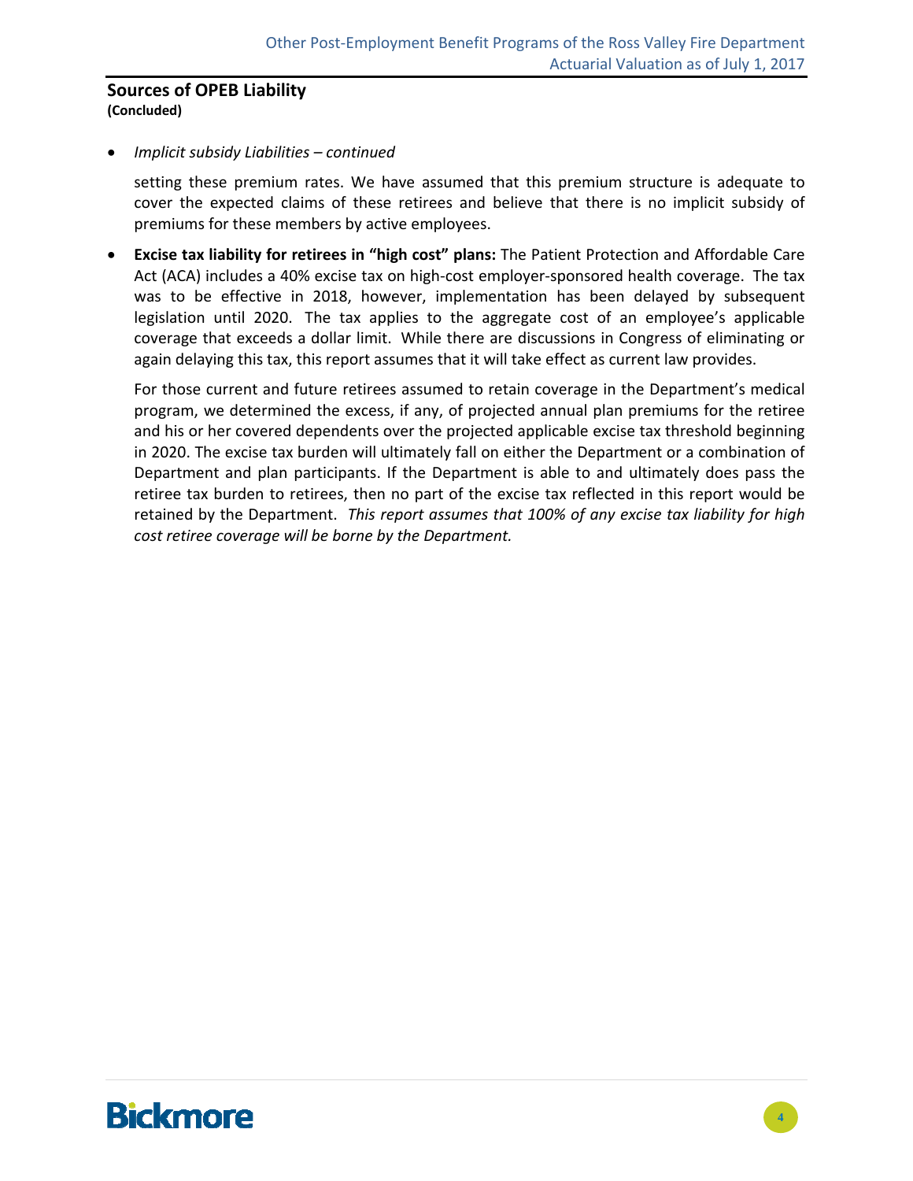## Sources of OPEB Liability
**(Concluded)**

- *Implicit subsidy Liabilities – continued*

  setting these premium rates. We have assumed that this premium structure is adequate to cover the expected claims of these retirees and believe that there is no implicit subsidy of premiums for these members by active employees.

- **Excise tax liability for retirees in "high cost" plans:** The Patient Protection and Affordable Care Act (ACA) includes a 40% excise tax on high-cost employer-sponsored health coverage. The tax was to be effective in 2018, however, implementation has been delayed by subsequent legislation until 2020. The tax applies to the aggregate cost of an employee's applicable coverage that exceeds a dollar limit. While there are discussions in Congress of eliminating or again delaying this tax, this report assumes that it will take effect as current law provides.

  For those current and future retirees assumed to retain coverage in the Department's medical program, we determined the excess, if any, of projected annual plan premiums for the retiree and his or her covered dependents over the projected applicable excise tax threshold beginning in 2020. The excise tax burden will ultimately fall on either the Department or a combination of Department and plan participants. If the Department is able to and ultimately does pass the retiree tax burden to retirees, then no part of the excise tax reflected in this report would be retained by the Department. *This report assumes that 100% of any excise tax liability for high cost retiree coverage will be borne by the Department.*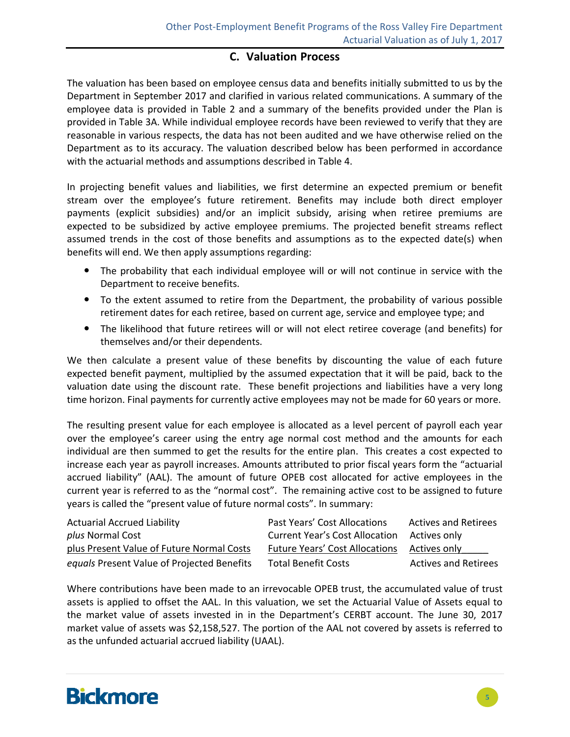## C. Valuation Process

The valuation has been based on employee census data and benefits initially submitted to us by the Department in September 2017 and clarified in various related communications. A summary of the employee data is provided in Table 2 and a summary of the benefits provided under the Plan is provided in Table 3A. While individual employee records have been reviewed to verify that they are reasonable in various respects, the data has not been audited and we have otherwise relied on the Department as to its accuracy. The valuation described below has been performed in accordance with the actuarial methods and assumptions described in Table 4.

In projecting benefit values and liabilities, we first determine an expected premium or benefit stream over the employee's future retirement. Benefits may include both direct employer payments (explicit subsidies) and/or an implicit subsidy, arising when retiree premiums are expected to be subsidized by active employee premiums. The projected benefit streams reflect assumed trends in the cost of those benefits and assumptions as to the expected date(s) when benefits will end. We then apply assumptions regarding:

- The probability that each individual employee will or will not continue in service with the Department to receive benefits.
- To the extent assumed to retire from the Department, the probability of various possible retirement dates for each retiree, based on current age, service and employee type; and
- The likelihood that future retirees will or will not elect retiree coverage (and benefits) for themselves and/or their dependents.

We then calculate a present value of these benefits by discounting the value of each future expected benefit payment, multiplied by the assumed expectation that it will be paid, back to the valuation date using the discount rate. These benefit projections and liabilities have a very long time horizon. Final payments for currently active employees may not be made for 60 years or more.

The resulting present value for each employee is allocated as a level percent of payroll each year over the employee's career using the entry age normal cost method and the amounts for each individual are then summed to get the results for the entire plan. This creates a cost expected to increase each year as payroll increases. Amounts attributed to prior fiscal years form the "actuarial accrued liability" (AAL). The amount of future OPEB cost allocated for active employees in the current year is referred to as the "normal cost". The remaining active cost to be assigned to future years is called the "present value of future normal costs". In summary:

| | | |
|---|---|---|
| Actuarial Accrued Liability | Past Years' Cost Allocations | Actives and Retirees |
| *plus* Normal Cost | Current Year's Cost Allocation | Actives only |
| plus Present Value of Future Normal Costs | Future Years' Cost Allocations | Actives only |
| *equals* Present Value of Projected Benefits | Total Benefit Costs | Actives and Retirees |

Where contributions have been made to an irrevocable OPEB trust, the accumulated value of trust assets is applied to offset the AAL. In this valuation, we set the Actuarial Value of Assets equal to the market value of assets invested in in the Department's CERBT account. The June 30, 2017 market value of assets was $2,158,527. The portion of the AAL not covered by assets is referred to as the unfunded actuarial accrued liability (UAAL).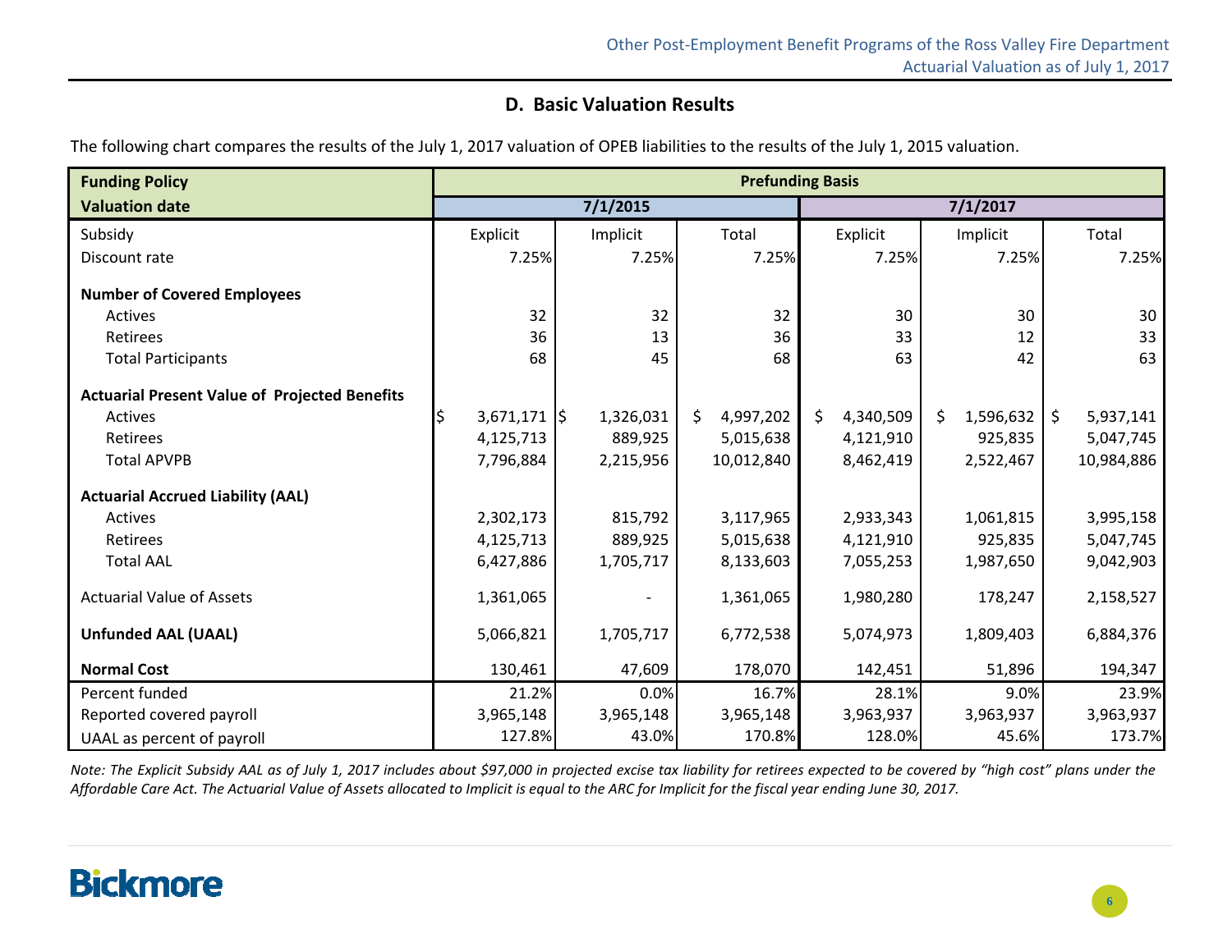## D. Basic Valuation Results

The following chart compares the results of the July 1, 2017 valuation of OPEB liabilities to the results of the July 1, 2015 valuation.

| **Funding Policy** | **Prefunding Basis** | | | | | |
|---|---|---|---|---|---|---|
| **Valuation date** | **7/1/2015** | | | **7/1/2017** | | |
| Subsidy | Explicit | Implicit | Total | Explicit | Implicit | Total |
| Discount rate | 7.25% | 7.25% | 7.25% | 7.25% | 7.25% | 7.25% |
| **Number of Covered Employees** | | | | | | |
| Actives | 32 | 32 | 32 | 30 | 30 | 30 |
| Retirees | 36 | 13 | 36 | 33 | 12 | 33 |
| Total Participants | 68 | 45 | 68 | 63 | 42 | 63 |
| **Actuarial Present Value of Projected Benefits** | | | | | | |
| Actives | $ 3,671,171 | $ 1,326,031 | $ 4,997,202 | $ 4,340,509 | $ 1,596,632 | $ 5,937,141 |
| Retirees | 4,125,713 | 889,925 | 5,015,638 | 4,121,910 | 925,835 | 5,047,745 |
| Total APVPB | 7,796,884 | 2,215,956 | 10,012,840 | 8,462,419 | 2,522,467 | 10,984,886 |
| **Actuarial Accrued Liability (AAL)** | | | | | | |
| Actives | 2,302,173 | 815,792 | 3,117,965 | 2,933,343 | 1,061,815 | 3,995,158 |
| Retirees | 4,125,713 | 889,925 | 5,015,638 | 4,121,910 | 925,835 | 5,047,745 |
| Total AAL | 6,427,886 | 1,705,717 | 8,133,603 | 7,055,253 | 1,987,650 | 9,042,903 |
| Actuarial Value of Assets | 1,361,065 | - | 1,361,065 | 1,980,280 | 178,247 | 2,158,527 |
| **Unfunded AAL (UAAL)** | 5,066,821 | 1,705,717 | 6,772,538 | 5,074,973 | 1,809,403 | 6,884,376 |
| **Normal Cost** | 130,461 | 47,609 | 178,070 | 142,451 | 51,896 | 194,347 |
| Percent funded | 21.2% | 0.0% | 16.7% | 28.1% | 9.0% | 23.9% |
| Reported covered payroll | 3,965,148 | 3,965,148 | 3,965,148 | 3,963,937 | 3,963,937 | 3,963,937 |
| UAAL as percent of payroll | 127.8% | 43.0% | 170.8% | 128.0% | 45.6% | 173.7% |

*Note: The Explicit Subsidy AAL as of July 1, 2017 includes about $97,000 in projected excise tax liability for retirees expected to be covered by "high cost" plans under the Affordable Care Act. The Actuarial Value of Assets allocated to Implicit is equal to the ARC for Implicit for the fiscal year ending June 30, 2017.*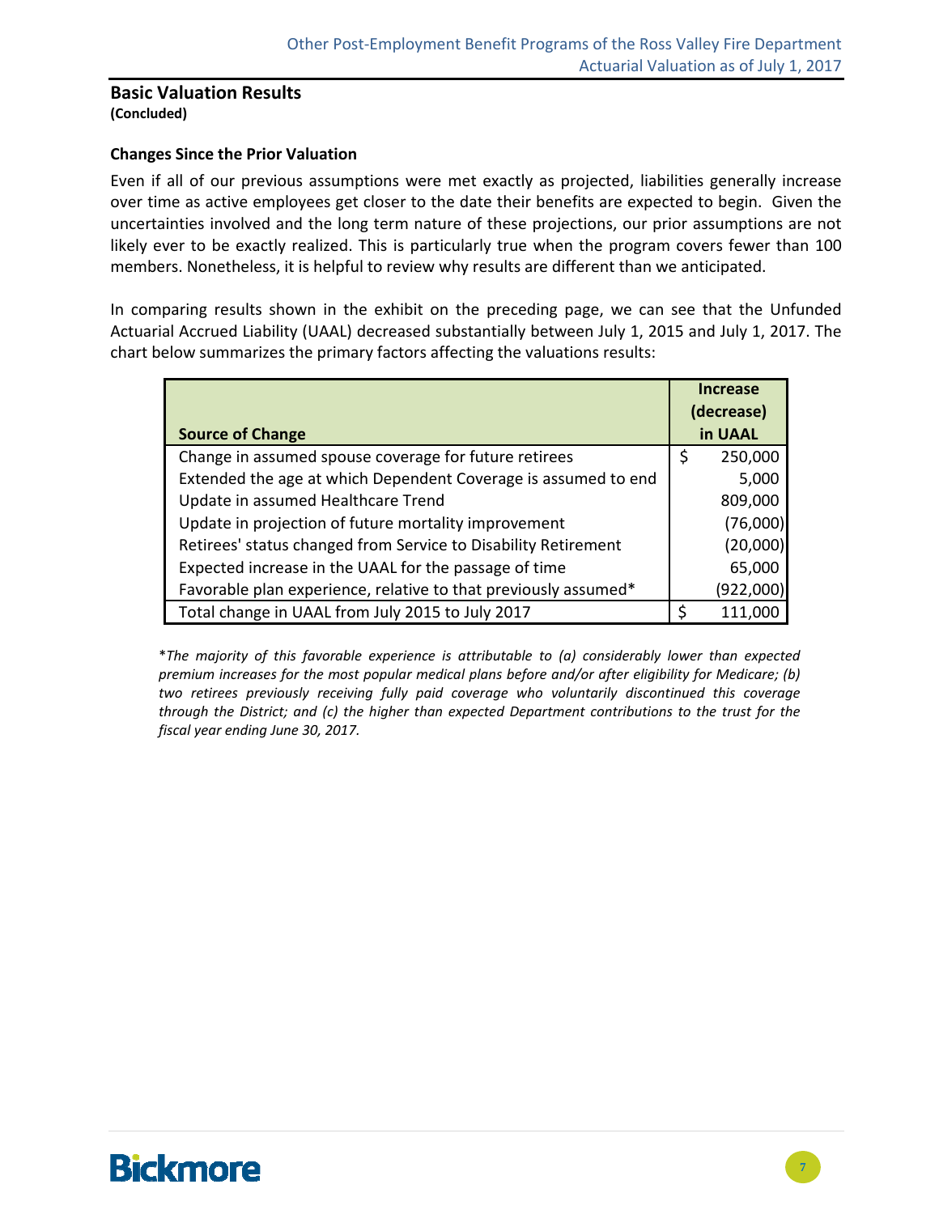## Basic Valuation Results

**(Concluded)**

### Changes Since the Prior Valuation

Even if all of our previous assumptions were met exactly as projected, liabilities generally increase over time as active employees get closer to the date their benefits are expected to begin. Given the uncertainties involved and the long term nature of these projections, our prior assumptions are not likely ever to be exactly realized. This is particularly true when the program covers fewer than 100 members. Nonetheless, it is helpful to review why results are different than we anticipated.

In comparing results shown in the exhibit on the preceding page, we can see that the Unfunded Actuarial Accrued Liability (UAAL) decreased substantially between July 1, 2015 and July 1, 2017. The chart below summarizes the primary factors affecting the valuations results:

| Source of Change | Increase (decrease) in UAAL |
|---|---|
| Change in assumed spouse coverage for future retirees | $ 250,000 |
| Extended the age at which Dependent Coverage is assumed to end | 5,000 |
| Update in assumed Healthcare Trend | 809,000 |
| Update in projection of future mortality improvement | (76,000) |
| Retirees' status changed from Service to Disability Retirement | (20,000) |
| Expected increase in the UAAL for the passage of time | 65,000 |
| Favorable plan experience, relative to that previously assumed* | (922,000) |
| Total change in UAAL from July 2015 to July 2017 | $ 111,000 |

**The majority of this favorable experience is attributable to (a) considerably lower than expected premium increases for the most popular medical plans before and/or after eligibility for Medicare; (b) two retirees previously receiving fully paid coverage who voluntarily discontinued this coverage through the District; and (c) the higher than expected Department contributions to the trust for the fiscal year ending June 30, 2017.*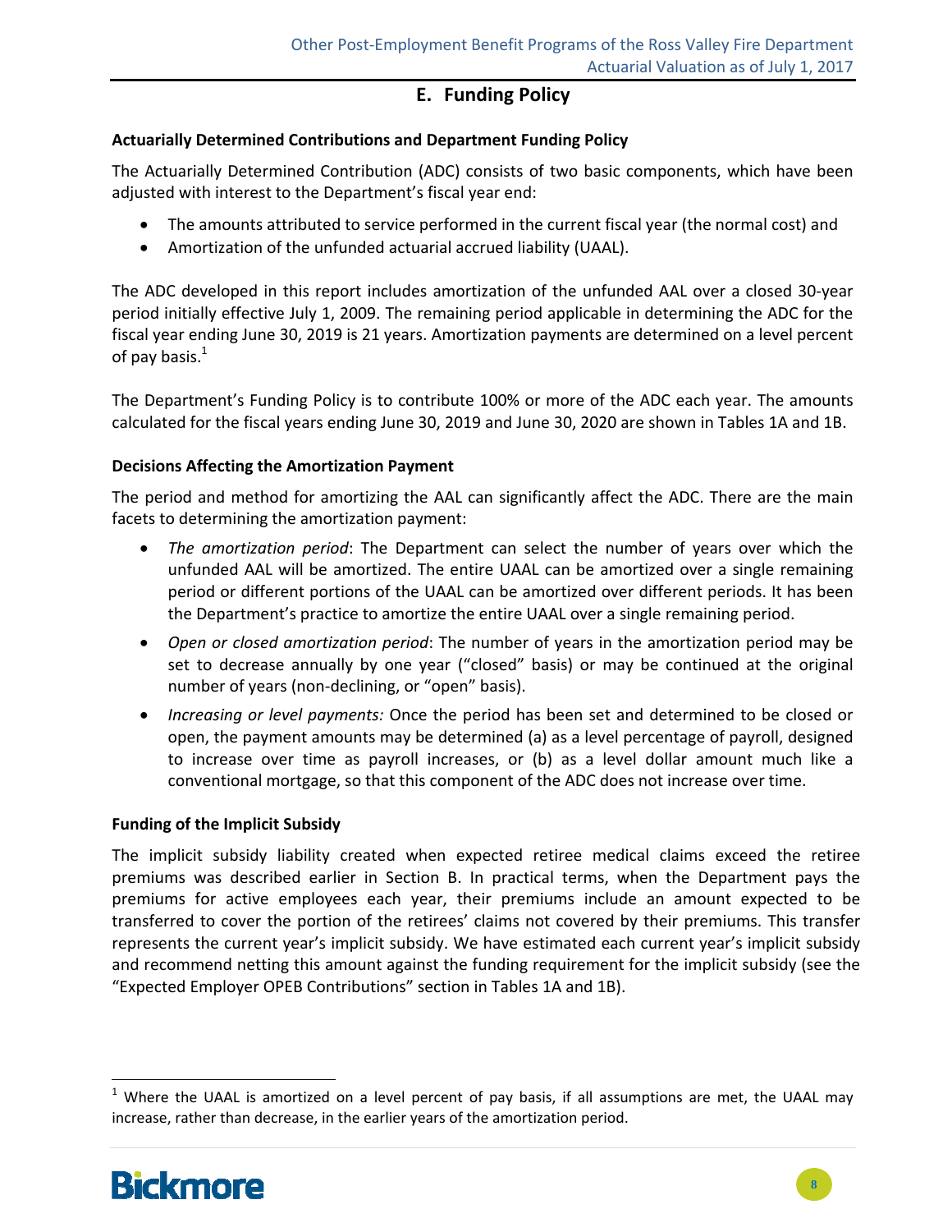## E. Funding Policy

**Actuarially Determined Contributions and Department Funding Policy**

The Actuarially Determined Contribution (ADC) consists of two basic components, which have been adjusted with interest to the Department's fiscal year end:

- The amounts attributed to service performed in the current fiscal year (the normal cost) and
- Amortization of the unfunded actuarial accrued liability (UAAL).

The ADC developed in this report includes amortization of the unfunded AAL over a closed 30-year period initially effective July 1, 2009. The remaining period applicable in determining the ADC for the fiscal year ending June 30, 2019 is 21 years. Amortization payments are determined on a level percent of pay basis.[1]

The Department's Funding Policy is to contribute 100% or more of the ADC each year. The amounts calculated for the fiscal years ending June 30, 2019 and June 30, 2020 are shown in Tables 1A and 1B.

**Decisions Affecting the Amortization Payment**

The period and method for amortizing the AAL can significantly affect the ADC. There are the main facets to determining the amortization payment:

- *The amortization period*: The Department can select the number of years over which the unfunded AAL will be amortized. The entire UAAL can be amortized over a single remaining period or different portions of the UAAL can be amortized over different periods. It has been the Department's practice to amortize the entire UAAL over a single remaining period.
- *Open or closed amortization period*: The number of years in the amortization period may be set to decrease annually by one year ("closed" basis) or may be continued at the original number of years (non-declining, or "open" basis).
- *Increasing or level payments:* Once the period has been set and determined to be closed or open, the payment amounts may be determined (a) as a level percentage of payroll, designed to increase over time as payroll increases, or (b) as a level dollar amount much like a conventional mortgage, so that this component of the ADC does not increase over time.

**Funding of the Implicit Subsidy**

The implicit subsidy liability created when expected retiree medical claims exceed the retiree premiums was described earlier in Section B. In practical terms, when the Department pays the premiums for active employees each year, their premiums include an amount expected to be transferred to cover the portion of the retirees' claims not covered by their premiums. This transfer represents the current year's implicit subsidy. We have estimated each current year's implicit subsidy and recommend netting this amount against the funding requirement for the implicit subsidy (see the "Expected Employer OPEB Contributions" section in Tables 1A and 1B).

[1] Where the UAAL is amortized on a level percent of pay basis, if all assumptions are met, the UAAL may increase, rather than decrease, in the earlier years of the amortization period.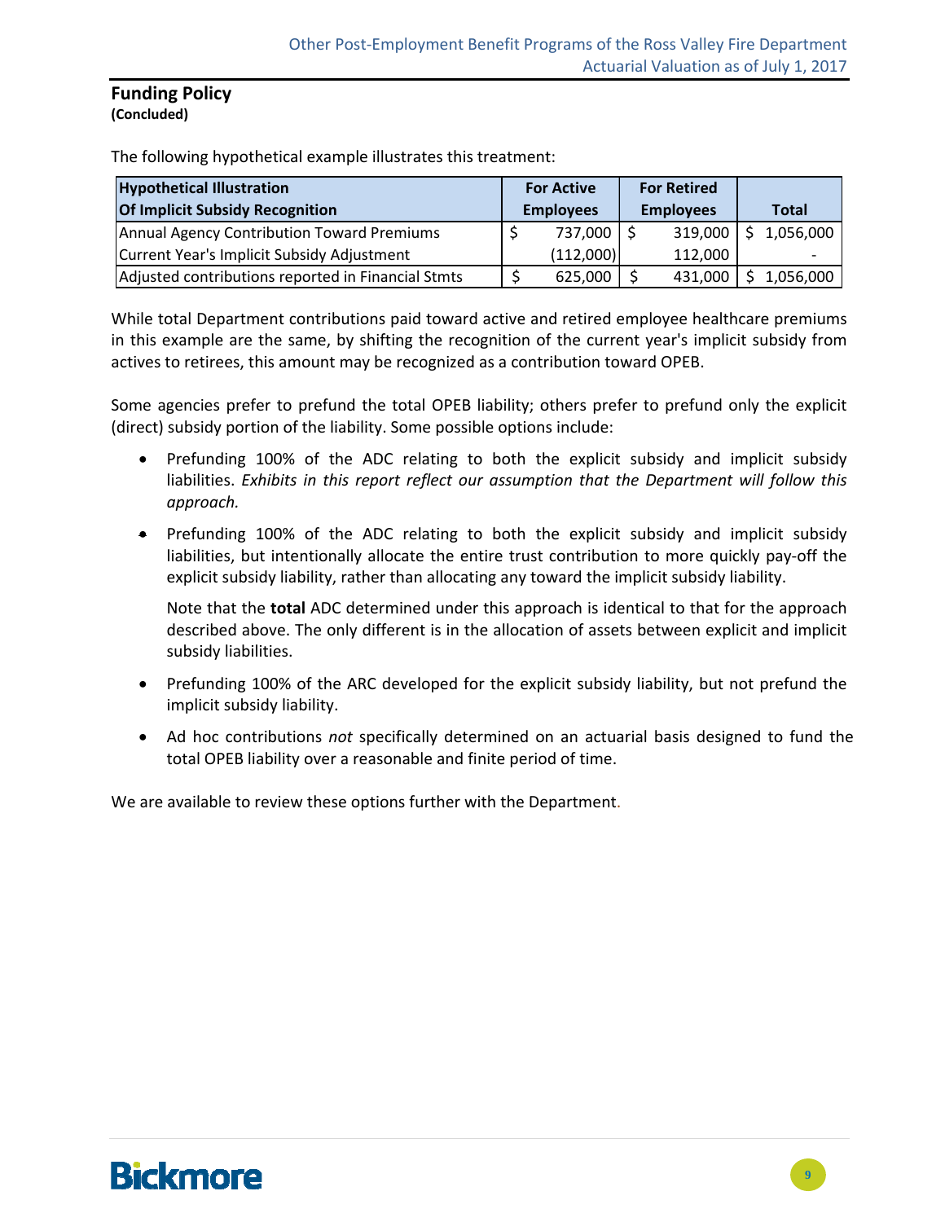## Funding Policy
**(Concluded)**

The following hypothetical example illustrates this treatment:

| Hypothetical Illustration Of Implicit Subsidy Recognition | For Active Employees | For Retired Employees | Total |
|---|---|---|---|
| Annual Agency Contribution Toward Premiums | $ 737,000 | $ 319,000 | $ 1,056,000 |
| Current Year's Implicit Subsidy Adjustment | (112,000) | 112,000 | - |
| Adjusted contributions reported in Financial Stmts | $ 625,000 | $ 431,000 | $ 1,056,000 |

While total Department contributions paid toward active and retired employee healthcare premiums in this example are the same, by shifting the recognition of the current year's implicit subsidy from actives to retirees, this amount may be recognized as a contribution toward OPEB.

Some agencies prefer to prefund the total OPEB liability; others prefer to prefund only the explicit (direct) subsidy portion of the liability. Some possible options include:

- Prefunding 100% of the ADC relating to both the explicit subsidy and implicit subsidy liabilities. *Exhibits in this report reflect our assumption that the Department will follow this approach.*
- Prefunding 100% of the ADC relating to both the explicit subsidy and implicit subsidy liabilities, but intentionally allocate the entire trust contribution to more quickly pay-off the explicit subsidy liability, rather than allocating any toward the implicit subsidy liability.

  Note that the **total** ADC determined under this approach is identical to that for the approach described above. The only different is in the allocation of assets between explicit and implicit subsidy liabilities.
- Prefunding 100% of the ARC developed for the explicit subsidy liability, but not prefund the implicit subsidy liability.
- Ad hoc contributions *not* specifically determined on an actuarial basis designed to fund the total OPEB liability over a reasonable and finite period of time.

We are available to review these options further with the Department.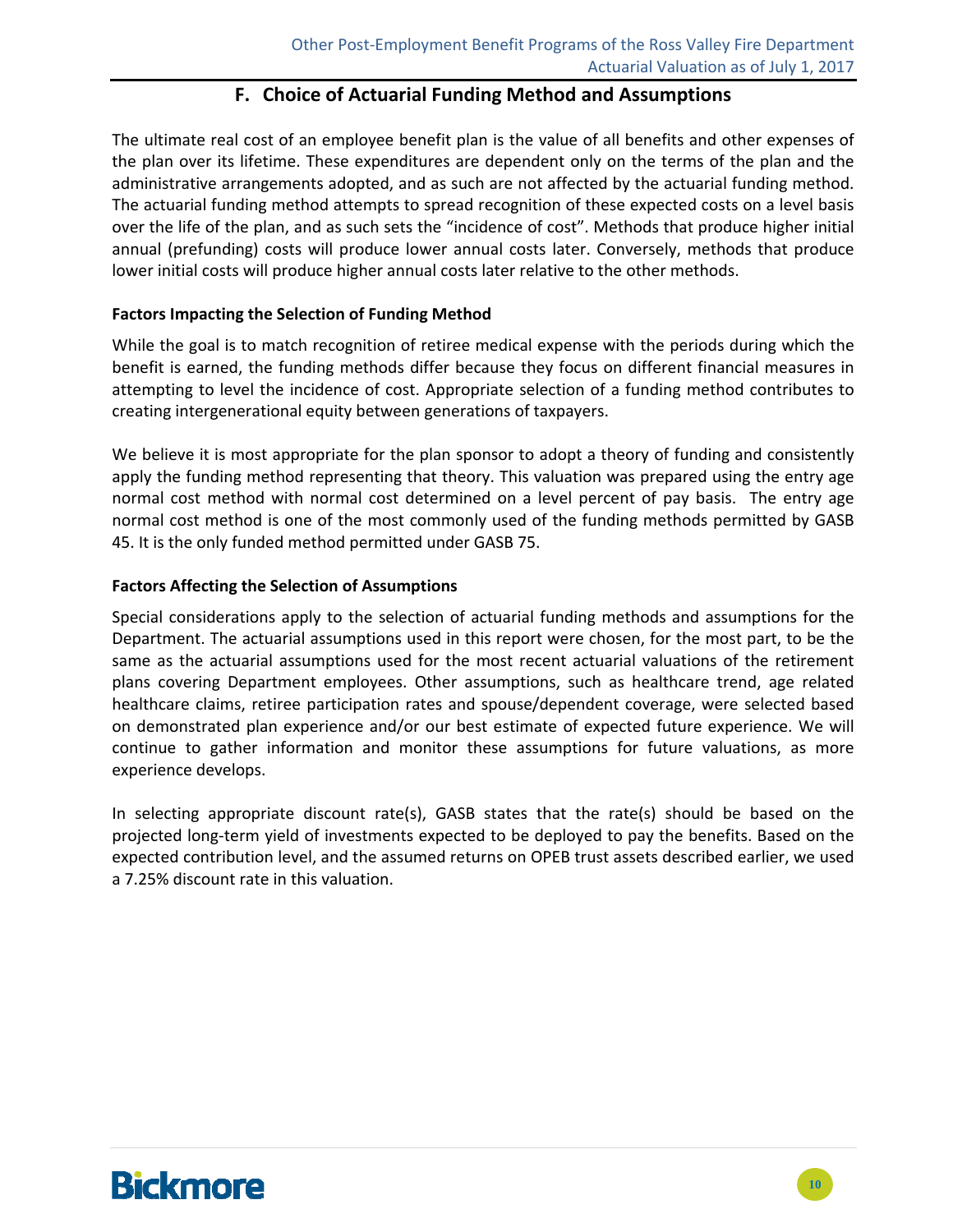## F. Choice of Actuarial Funding Method and Assumptions

The ultimate real cost of an employee benefit plan is the value of all benefits and other expenses of the plan over its lifetime. These expenditures are dependent only on the terms of the plan and the administrative arrangements adopted, and as such are not affected by the actuarial funding method. The actuarial funding method attempts to spread recognition of these expected costs on a level basis over the life of the plan, and as such sets the "incidence of cost". Methods that produce higher initial annual (prefunding) costs will produce lower annual costs later. Conversely, methods that produce lower initial costs will produce higher annual costs later relative to the other methods.

**Factors Impacting the Selection of Funding Method**

While the goal is to match recognition of retiree medical expense with the periods during which the benefit is earned, the funding methods differ because they focus on different financial measures in attempting to level the incidence of cost. Appropriate selection of a funding method contributes to creating intergenerational equity between generations of taxpayers.

We believe it is most appropriate for the plan sponsor to adopt a theory of funding and consistently apply the funding method representing that theory. This valuation was prepared using the entry age normal cost method with normal cost determined on a level percent of pay basis. The entry age normal cost method is one of the most commonly used of the funding methods permitted by GASB 45. It is the only funded method permitted under GASB 75.

**Factors Affecting the Selection of Assumptions**

Special considerations apply to the selection of actuarial funding methods and assumptions for the Department. The actuarial assumptions used in this report were chosen, for the most part, to be the same as the actuarial assumptions used for the most recent actuarial valuations of the retirement plans covering Department employees. Other assumptions, such as healthcare trend, age related healthcare claims, retiree participation rates and spouse/dependent coverage, were selected based on demonstrated plan experience and/or our best estimate of expected future experience. We will continue to gather information and monitor these assumptions for future valuations, as more experience develops.

In selecting appropriate discount rate(s), GASB states that the rate(s) should be based on the projected long-term yield of investments expected to be deployed to pay the benefits. Based on the expected contribution level, and the assumed returns on OPEB trust assets described earlier, we used a 7.25% discount rate in this valuation.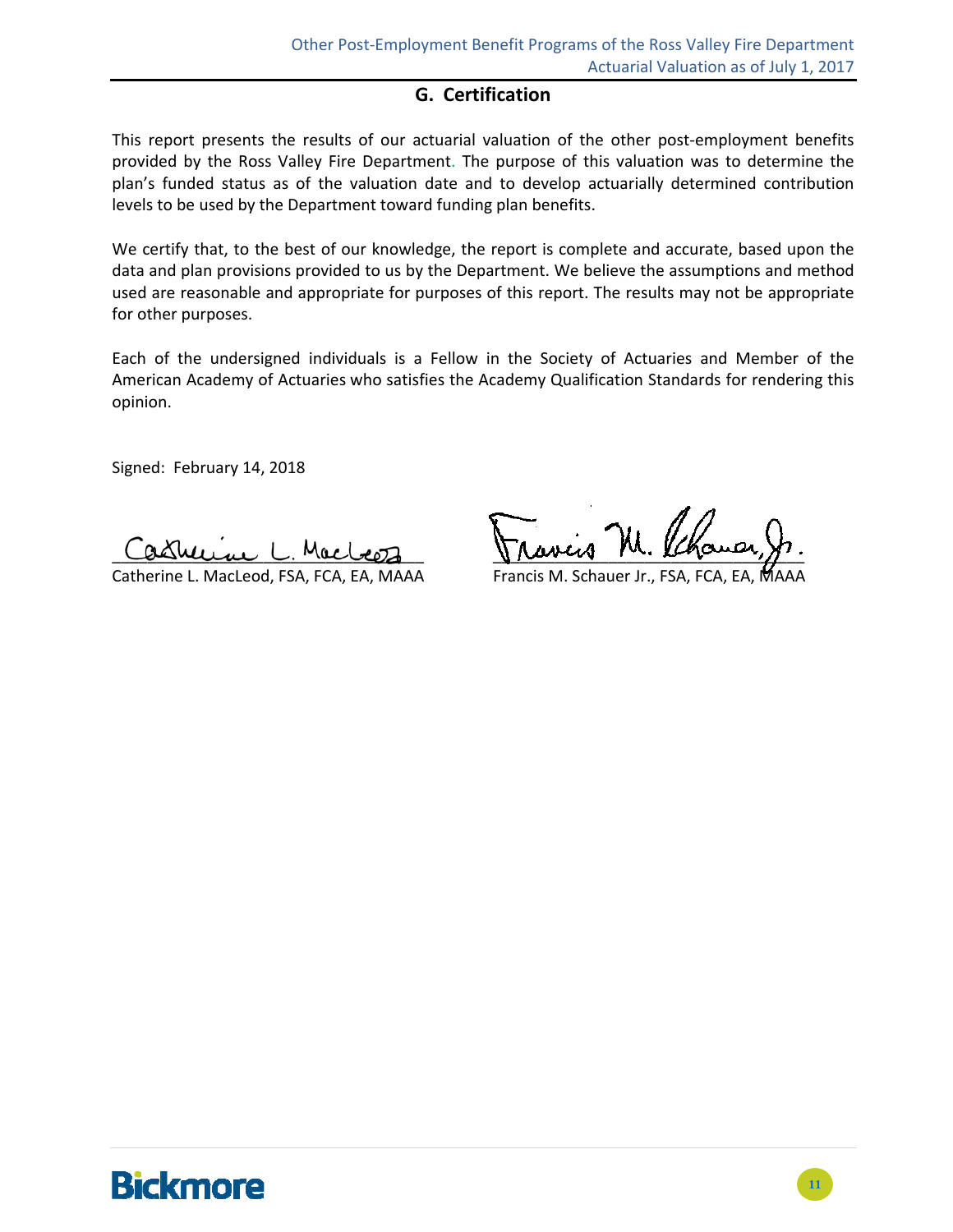## G. Certification

This report presents the results of our actuarial valuation of the other post-employment benefits provided by the Ross Valley Fire Department. The purpose of this valuation was to determine the plan's funded status as of the valuation date and to develop actuarially determined contribution levels to be used by the Department toward funding plan benefits.

We certify that, to the best of our knowledge, the report is complete and accurate, based upon the data and plan provisions provided to us by the Department. We believe the assumptions and method used are reasonable and appropriate for purposes of this report. The results may not be appropriate for other purposes.

Each of the undersigned individuals is a Fellow in the Society of Actuaries and Member of the American Academy of Actuaries who satisfies the Academy Qualification Standards for rendering this opinion.

Signed: February 14, 2018

Catherine L. MacLeod, FSA, FCA, EA, MAAA

Francis M. Schauer Jr., FSA, FCA, EA, MAAA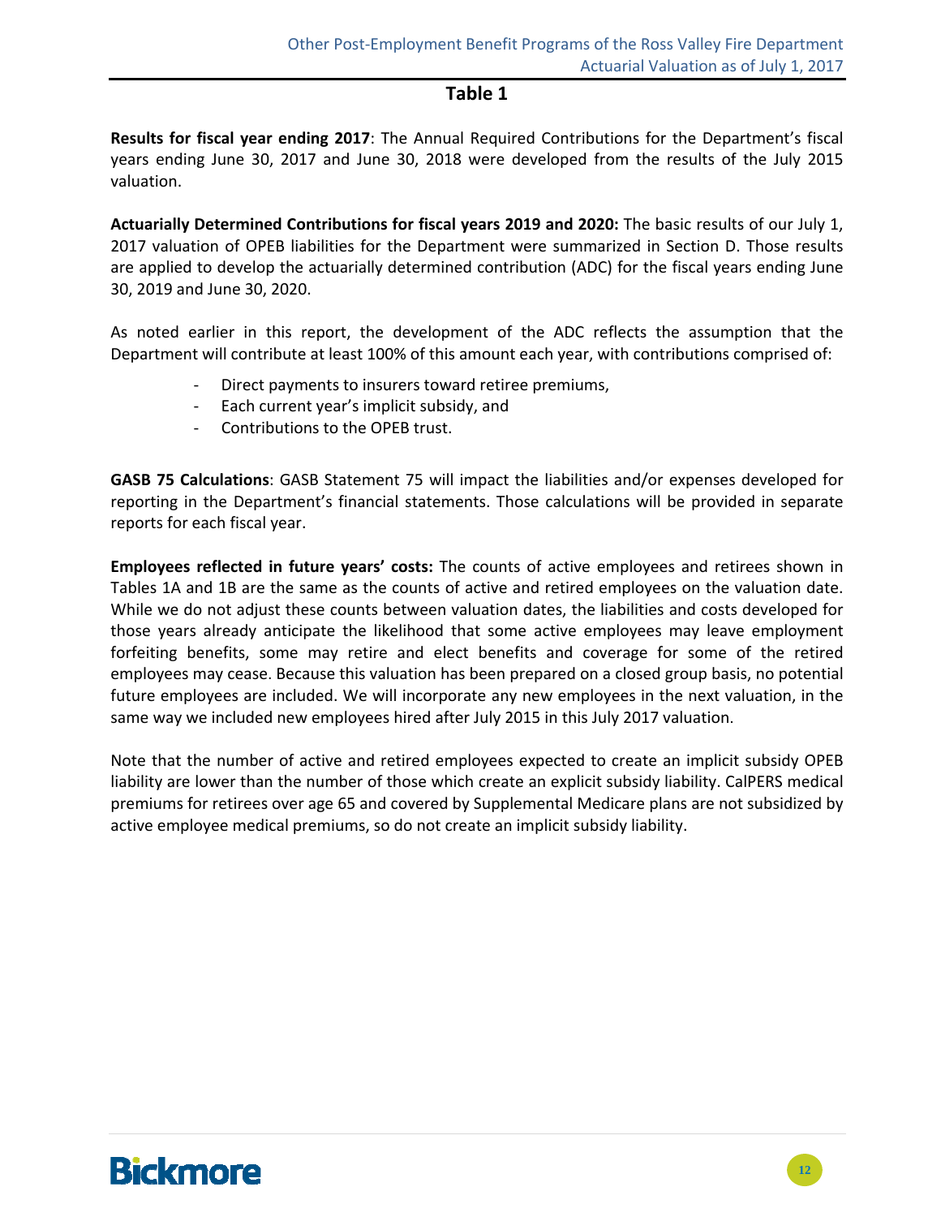## Table 1

**Results for fiscal year ending 2017**: The Annual Required Contributions for the Department's fiscal years ending June 30, 2017 and June 30, 2018 were developed from the results of the July 2015 valuation.

**Actuarially Determined Contributions for fiscal years 2019 and 2020:** The basic results of our July 1, 2017 valuation of OPEB liabilities for the Department were summarized in Section D. Those results are applied to develop the actuarially determined contribution (ADC) for the fiscal years ending June 30, 2019 and June 30, 2020.

As noted earlier in this report, the development of the ADC reflects the assumption that the Department will contribute at least 100% of this amount each year, with contributions comprised of:

- Direct payments to insurers toward retiree premiums,
- Each current year's implicit subsidy, and
- Contributions to the OPEB trust.

**GASB 75 Calculations**: GASB Statement 75 will impact the liabilities and/or expenses developed for reporting in the Department's financial statements. Those calculations will be provided in separate reports for each fiscal year.

**Employees reflected in future years' costs:** The counts of active employees and retirees shown in Tables 1A and 1B are the same as the counts of active and retired employees on the valuation date. While we do not adjust these counts between valuation dates, the liabilities and costs developed for those years already anticipate the likelihood that some active employees may leave employment forfeiting benefits, some may retire and elect benefits and coverage for some of the retired employees may cease. Because this valuation has been prepared on a closed group basis, no potential future employees are included. We will incorporate any new employees in the next valuation, in the same way we included new employees hired after July 2015 in this July 2017 valuation.

Note that the number of active and retired employees expected to create an implicit subsidy OPEB liability are lower than the number of those which create an explicit subsidy liability. CalPERS medical premiums for retirees over age 65 and covered by Supplemental Medicare plans are not subsidized by active employee medical premiums, so do not create an implicit subsidy liability.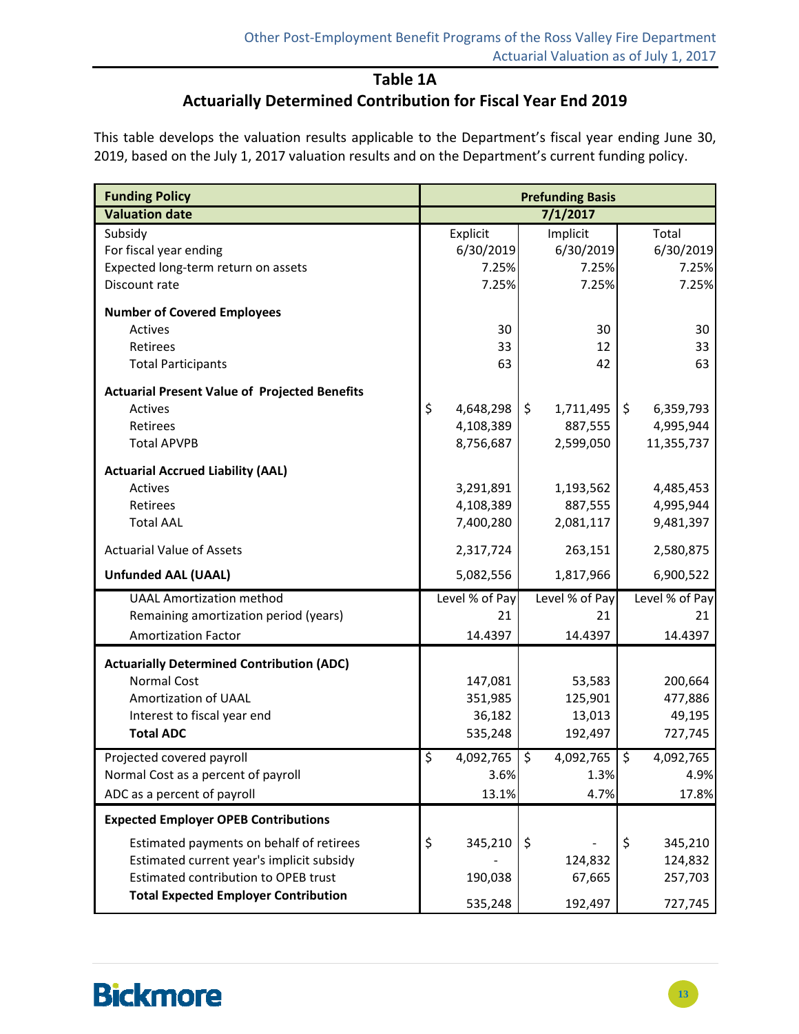## Table 1A

## Actuarially Determined Contribution for Fiscal Year End 2019

This table develops the valuation results applicable to the Department's fiscal year ending June 30, 2019, based on the July 1, 2017 valuation results and on the Department's current funding policy.

| **Funding Policy** | **Prefunding Basis** | | |
|---|---|---|---|
| **Valuation date** | **7/1/2017** | | |
| Subsidy | Explicit | Implicit | Total |
| For fiscal year ending | 6/30/2019 | 6/30/2019 | 6/30/2019 |
| Expected long-term return on assets | 7.25% | 7.25% | 7.25% |
| Discount rate | 7.25% | 7.25% | 7.25% |
| **Number of Covered Employees** | | | |
| Actives | 30 | 30 | 30 |
| Retirees | 33 | 12 | 33 |
| Total Participants | 63 | 42 | 63 |
| **Actuarial Present Value of Projected Benefits** | | | |
| Actives | $ 4,648,298 | $ 1,711,495 | $ 6,359,793 |
| Retirees | 4,108,389 | 887,555 | 4,995,944 |
| Total APVPB | 8,756,687 | 2,599,050 | 11,355,737 |
| **Actuarial Accrued Liability (AAL)** | | | |
| Actives | 3,291,891 | 1,193,562 | 4,485,453 |
| Retirees | 4,108,389 | 887,555 | 4,995,944 |
| Total AAL | 7,400,280 | 2,081,117 | 9,481,397 |
| Actuarial Value of Assets | 2,317,724 | 263,151 | 2,580,875 |
| **Unfunded AAL (UAAL)** | 5,082,556 | 1,817,966 | 6,900,522 |
| UAAL Amortization method | Level % of Pay | Level % of Pay | Level % of Pay |
| Remaining amortization period (years) | 21 | 21 | 21 |
| Amortization Factor | 14.4397 | 14.4397 | 14.4397 |
| **Actuarially Determined Contribution (ADC)** | | | |
| Normal Cost | 147,081 | 53,583 | 200,664 |
| Amortization of UAAL | 351,985 | 125,901 | 477,886 |
| Interest to fiscal year end | 36,182 | 13,013 | 49,195 |
| **Total ADC** | 535,248 | 192,497 | 727,745 |
| Projected covered payroll | $ 4,092,765 | $ 4,092,765 | $ 4,092,765 |
| Normal Cost as a percent of payroll | 3.6% | 1.3% | 4.9% |
| ADC as a percent of payroll | 13.1% | 4.7% | 17.8% |
| **Expected Employer OPEB Contributions** | | | |
| Estimated payments on behalf of retirees | $ 345,210 | $ - | $ 345,210 |
| Estimated current year's implicit subsidy | - | 124,832 | 124,832 |
| Estimated contribution to OPEB trust | 190,038 | 67,665 | 257,703 |
| **Total Expected Employer Contribution** | 535,248 | 192,497 | 727,745 |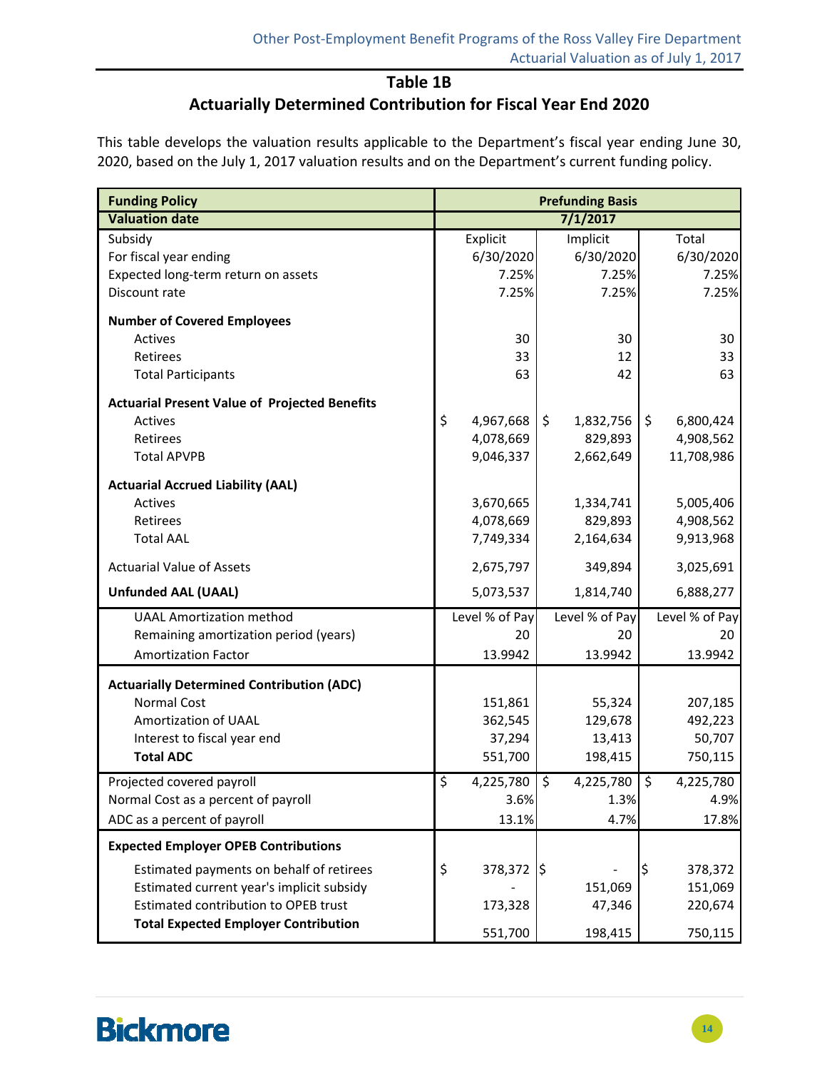## Table 1B

## Actuarially Determined Contribution for Fiscal Year End 2020

This table develops the valuation results applicable to the Department's fiscal year ending June 30, 2020, based on the July 1, 2017 valuation results and on the Department's current funding policy.

| **Funding Policy** | **Prefunding Basis** | | |
|---|---|---|---|
| **Valuation date** | **7/1/2017** | | |
| Subsidy | Explicit | Implicit | Total |
| For fiscal year ending | 6/30/2020 | 6/30/2020 | 6/30/2020 |
| Expected long-term return on assets | 7.25% | 7.25% | 7.25% |
| Discount rate | 7.25% | 7.25% | 7.25% |
| **Number of Covered Employees** | | | |
| Actives | 30 | 30 | 30 |
| Retirees | 33 | 12 | 33 |
| Total Participants | 63 | 42 | 63 |
| **Actuarial Present Value of Projected Benefits** | | | |
| Actives | $ 4,967,668 | $ 1,832,756 | $ 6,800,424 |
| Retirees | 4,078,669 | 829,893 | 4,908,562 |
| Total APVPB | 9,046,337 | 2,662,649 | 11,708,986 |
| **Actuarial Accrued Liability (AAL)** | | | |
| Actives | 3,670,665 | 1,334,741 | 5,005,406 |
| Retirees | 4,078,669 | 829,893 | 4,908,562 |
| Total AAL | 7,749,334 | 2,164,634 | 9,913,968 |
| Actuarial Value of Assets | 2,675,797 | 349,894 | 3,025,691 |
| **Unfunded AAL (UAAL)** | 5,073,537 | 1,814,740 | 6,888,277 |
| UAAL Amortization method | Level % of Pay | Level % of Pay | Level % of Pay |
| Remaining amortization period (years) | 20 | 20 | 20 |
| Amortization Factor | 13.9942 | 13.9942 | 13.9942 |
| **Actuarially Determined Contribution (ADC)** | | | |
| Normal Cost | 151,861 | 55,324 | 207,185 |
| Amortization of UAAL | 362,545 | 129,678 | 492,223 |
| Interest to fiscal year end | 37,294 | 13,413 | 50,707 |
| **Total ADC** | 551,700 | 198,415 | 750,115 |
| Projected covered payroll | $ 4,225,780 | $ 4,225,780 | $ 4,225,780 |
| Normal Cost as a percent of payroll | 3.6% | 1.3% | 4.9% |
| ADC as a percent of payroll | 13.1% | 4.7% | 17.8% |
| **Expected Employer OPEB Contributions** | | | |
| Estimated payments on behalf of retirees | $ 378,372 | $ - | $ 378,372 |
| Estimated current year's implicit subsidy | - | 151,069 | 151,069 |
| Estimated contribution to OPEB trust | 173,328 | 47,346 | 220,674 |
| **Total Expected Employer Contribution** | 551,700 | 198,415 | 750,115 |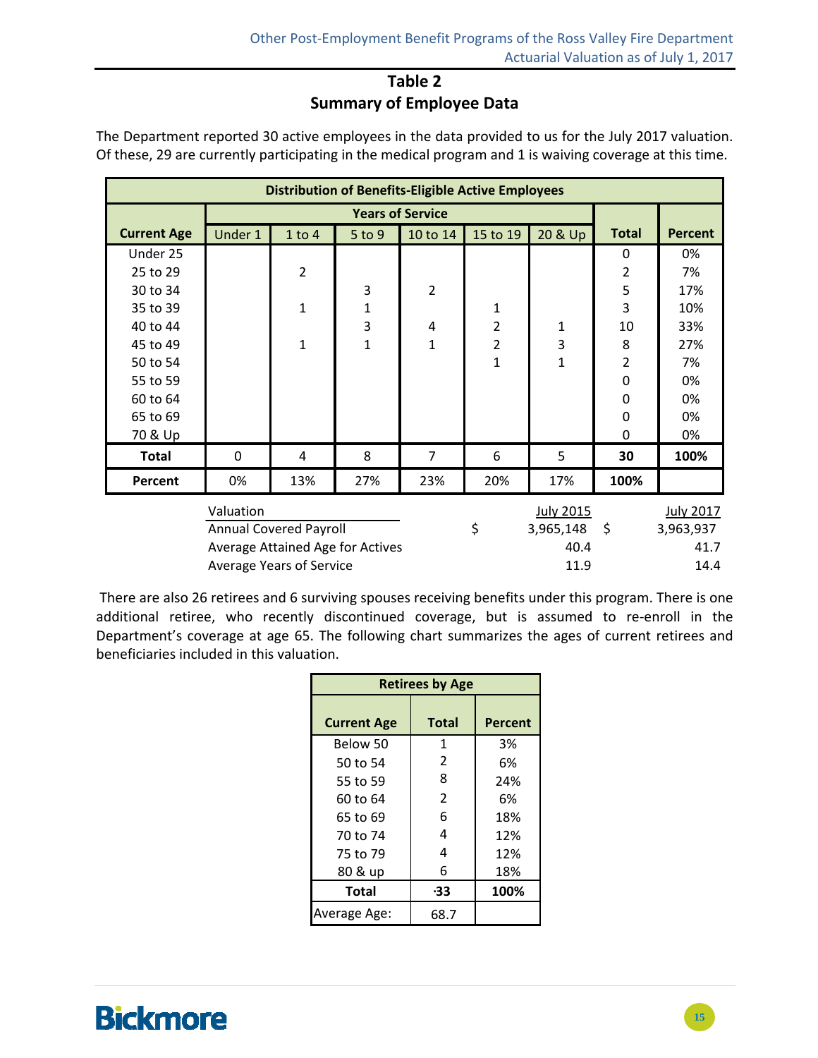## Table 2
## Summary of Employee Data

The Department reported 30 active employees in the data provided to us for the July 2017 valuation. Of these, 29 are currently participating in the medical program and 1 is waiving coverage at this time.

| Distribution of Benefits-Eligible Active Employees | | | | | | | | |
|---|---|---|---|---|---|---|---|---|
| | Years of Service | | | | | | | |
| Current Age | Under 1 | 1 to 4 | 5 to 9 | 10 to 14 | 15 to 19 | 20 & Up | Total | Percent |
| Under 25 | | | | | | | 0 | 0% |
| 25 to 29 | | 2 | | | | | 2 | 7% |
| 30 to 34 | | | 3 | 2 | | | 5 | 17% |
| 35 to 39 | | 1 | 1 | | 1 | | 3 | 10% |
| 40 to 44 | | | 3 | 4 | 2 | 1 | 10 | 33% |
| 45 to 49 | | 1 | 1 | 1 | 2 | 3 | 8 | 27% |
| 50 to 54 | | | | | 1 | 1 | 2 | 7% |
| 55 to 59 | | | | | | | 0 | 0% |
| 60 to 64 | | | | | | | 0 | 0% |
| 65 to 69 | | | | | | | 0 | 0% |
| 70 & Up | | | | | | | 0 | 0% |
| **Total** | 0 | 4 | 8 | 7 | 6 | 5 | **30** | **100%** |
| **Percent** | 0% | 13% | 27% | 23% | 20% | 17% | **100%** | |

| Valuation | July 2015 | July 2017 |
|---|---|---|
| Annual Covered Payroll | $ 3,965,148 | $ 3,963,937 |
| Average Attained Age for Actives | 40.4 | 41.7 |
| Average Years of Service | 11.9 | 14.4 |

There are also 26 retirees and 6 surviving spouses receiving benefits under this program. There is one additional retiree, who recently discontinued coverage, but is assumed to re-enroll in the Department's coverage at age 65. The following chart summarizes the ages of current retirees and beneficiaries included in this valuation.

| Retirees by Age | | |
|---|---|---|
| Current Age | Total | Percent |
| Below 50 | 1 | 3% |
| 50 to 54 | 2 | 6% |
| 55 to 59 | 8 | 24% |
| 60 to 64 | 2 | 6% |
| 65 to 69 | 6 | 18% |
| 70 to 74 | 4 | 12% |
| 75 to 79 | 4 | 12% |
| 80 & up | 6 | 18% |
| **Total** | **33** | **100%** |
| Average Age: | 68.7 | |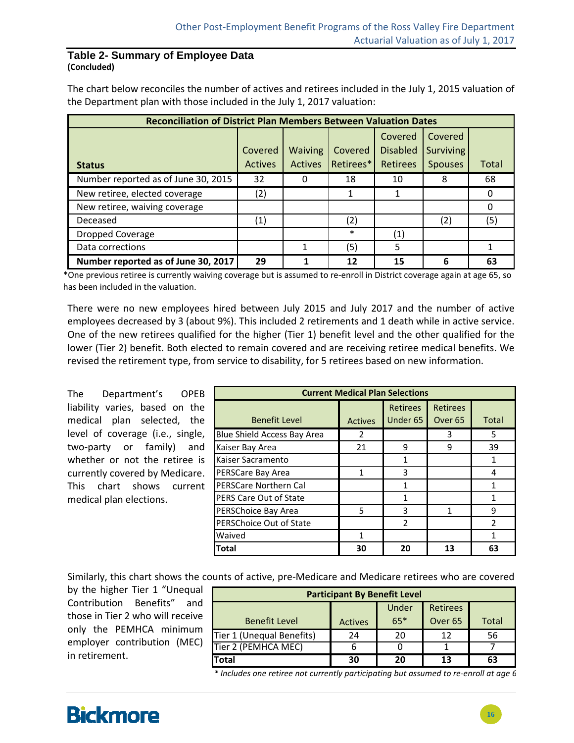## Table 2- Summary of Employee Data
**(Concluded)**

The chart below reconciles the number of actives and retirees included in the July 1, 2015 valuation of the Department plan with those included in the July 1, 2017 valuation:

| Reconciliation of District Plan Members Between Valuation Dates | | | | | | |
|---|---|---|---|---|---|---|
| **Status** | Covered Actives | Waiving Actives | Covered Retirees* | Covered Disabled Retirees | Covered Surviving Spouses | Total |
| Number reported as of June 30, 2015 | 32 | 0 | 18 | 10 | 8 | 68 |
| New retiree, elected coverage | (2) | | 1 | 1 | | 0 |
| New retiree, waiving coverage | | | | | | 0 |
| Deceased | (1) | | (2) | | (2) | (5) |
| Dropped Coverage | | | * | (1) | | |
| Data corrections | | 1 | (5) | 5 | | 1 |
| **Number reported as of June 30, 2017** | **29** | **1** | **12** | **15** | **6** | **63** |

*One previous retiree is currently waiving coverage but is assumed to re-enroll in District coverage again at age 65, so has been included in the valuation.

There were no new employees hired between July 2015 and July 2017 and the number of active employees decreased by 3 (about 9%). This included 2 retirements and 1 death while in active service. One of the new retirees qualified for the higher (Tier 1) benefit level and the other qualified for the lower (Tier 2) benefit. Both elected to remain covered and are receiving retiree medical benefits. We revised the retirement type, from service to disability, for 5 retirees based on new information.

The Department's OPEB liability varies, based on the medical plan selected, the level of coverage (i.e., single, two-party or family) and whether or not the retiree is currently covered by Medicare. This chart shows current medical plan elections.

| Current Medical Plan Selections | | | | |
|---|---|---|---|---|
| Benefit Level | Actives | Retirees Under 65 | Retirees Over 65 | Total |
| Blue Shield Access Bay Area | 2 | | 3 | 5 |
| Kaiser Bay Area | 21 | 9 | 9 | 39 |
| Kaiser Sacramento | | 1 | | 1 |
| PERSCare Bay Area | 1 | 3 | | 4 |
| PERSCare Northern Cal | | 1 | | 1 |
| PERS Care Out of State | | 1 | | 1 |
| PERSChoice Bay Area | 5 | 3 | 1 | 9 |
| PERSChoice Out of State | | 2 | | 2 |
| Waived | 1 | | | 1 |
| **Total** | **30** | **20** | **13** | **63** |

Similarly, this chart shows the counts of active, pre-Medicare and Medicare retirees who are covered by the higher Tier 1 "Unequal Contribution Benefits" and those in Tier 2 who will receive only the PEMHCA minimum employer contribution (MEC) in retirement.

| Participant By Benefit Level | | | | |
|---|---|---|---|---|
| Benefit Level | Actives | Under 65* | Retirees Over 65 | Total |
| Tier 1 (Unequal Benefits) | 24 | 20 | 12 | 56 |
| Tier 2 (PEMHCA MEC) | 6 | 0 | 1 | 7 |
| **Total** | **30** | **20** | **13** | **63** |

*\* Includes one retiree not currently participating but assumed to re-enroll at age 6*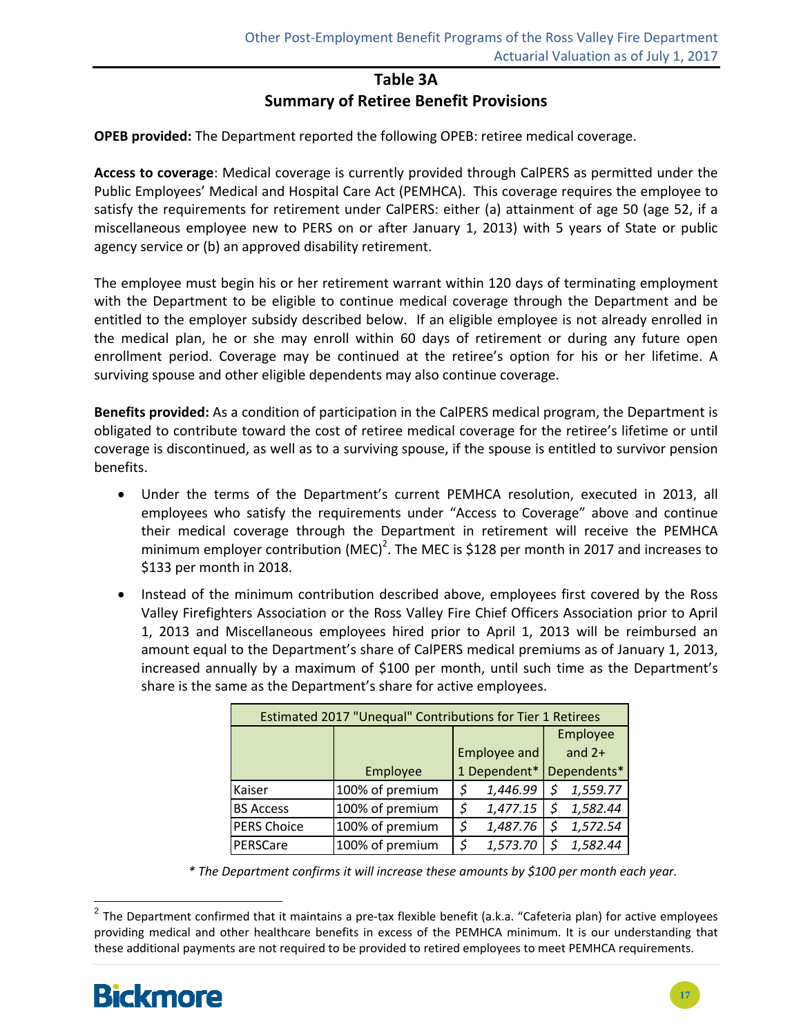## Table 3A
## Summary of Retiree Benefit Provisions

**OPEB provided:** The Department reported the following OPEB: retiree medical coverage.

**Access to coverage**: Medical coverage is currently provided through CalPERS as permitted under the Public Employees' Medical and Hospital Care Act (PEMHCA). This coverage requires the employee to satisfy the requirements for retirement under CalPERS: either (a) attainment of age 50 (age 52, if a miscellaneous employee new to PERS on or after January 1, 2013) with 5 years of State or public agency service or (b) an approved disability retirement.

The employee must begin his or her retirement warrant within 120 days of terminating employment with the Department to be eligible to continue medical coverage through the Department and be entitled to the employer subsidy described below. If an eligible employee is not already enrolled in the medical plan, he or she may enroll within 60 days of retirement or during any future open enrollment period. Coverage may be continued at the retiree's option for his or her lifetime. A surviving spouse and other eligible dependents may also continue coverage.

**Benefits provided:** As a condition of participation in the CalPERS medical program, the Department is obligated to contribute toward the cost of retiree medical coverage for the retiree's lifetime or until coverage is discontinued, as well as to a surviving spouse, if the spouse is entitled to survivor pension benefits.

- Under the terms of the Department's current PEMHCA resolution, executed in 2013, all employees who satisfy the requirements under "Access to Coverage" above and continue their medical coverage through the Department in retirement will receive the PEMHCA minimum employer contribution (MEC)[2]. The MEC is $128 per month in 2017 and increases to $133 per month in 2018.
- Instead of the minimum contribution described above, employees first covered by the Ross Valley Firefighters Association or the Ross Valley Fire Chief Officers Association prior to April 1, 2013 and Miscellaneous employees hired prior to April 1, 2013 will be reimbursed an amount equal to the Department's share of CalPERS medical premiums as of January 1, 2013, increased annually by a maximum of $100 per month, until such time as the Department's share is the same as the Department's share for active employees.

| Estimated 2017 "Unequal" Contributions for Tier 1 Retirees | | | |
|---|---|---|---|
| | Employee | Employee and 1 Dependent* | Employee and 2+ Dependents* |
| Kaiser | 100% of premium | *$ 1,446.99* | *$ 1,559.77* |
| BS Access | 100% of premium | *$ 1,477.15* | *$ 1,582.44* |
| PERS Choice | 100% of premium | *$ 1,487.76* | *$ 1,572.54* |
| PERSCare | 100% of premium | *$ 1,573.70* | *$ 1,582.44* |

*\* The Department confirms it will increase these amounts by $100 per month each year.*

[2] The Department confirmed that it maintains a pre-tax flexible benefit (a.k.a. "Cafeteria plan) for active employees providing medical and other healthcare benefits in excess of the PEMHCA minimum. It is our understanding that these additional payments are not required to be provided to retired employees to meet PEMHCA requirements.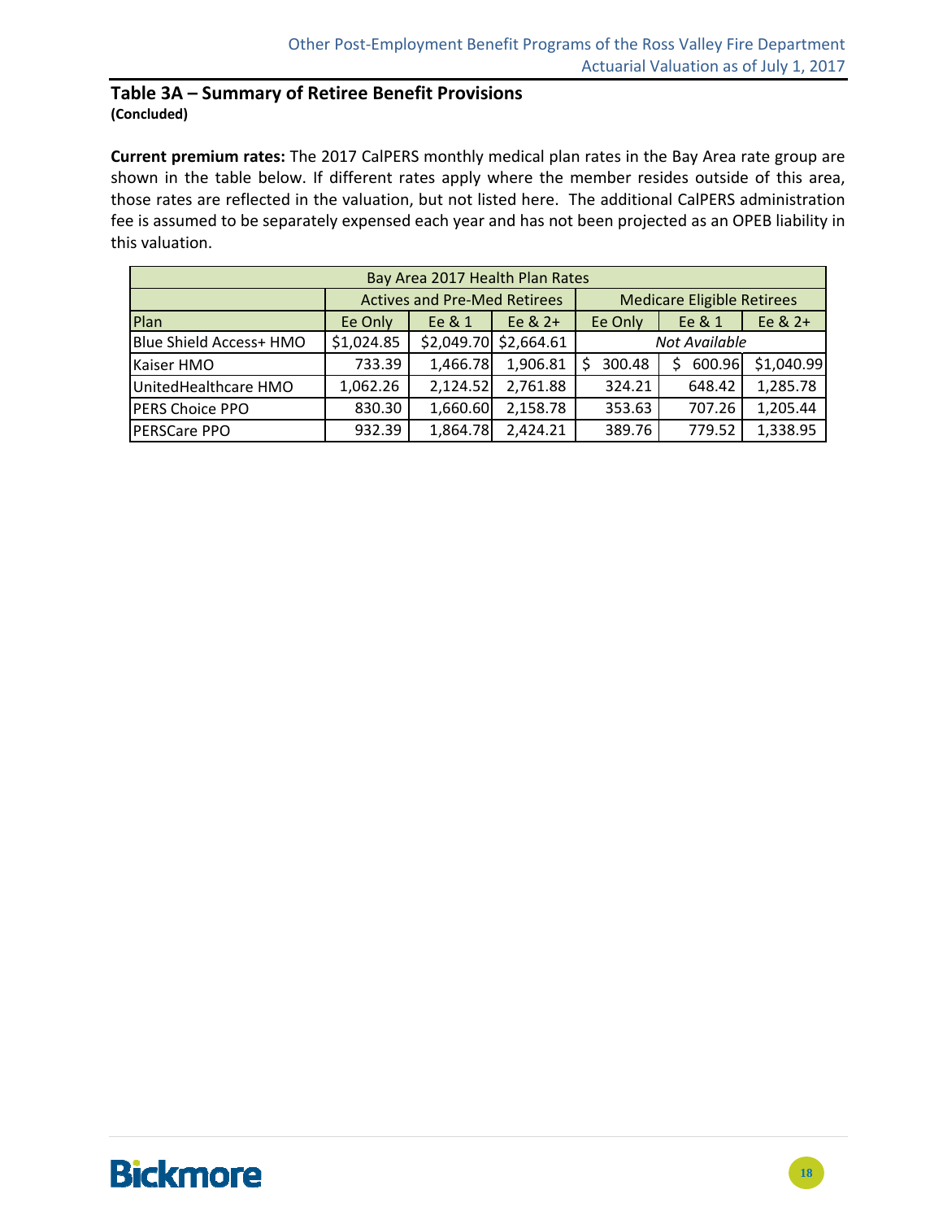## Table 3A – Summary of Retiree Benefit Provisions

**(Concluded)**

**Current premium rates:** The 2017 CalPERS monthly medical plan rates in the Bay Area rate group are shown in the table below. If different rates apply where the member resides outside of this area, those rates are reflected in the valuation, but not listed here. The additional CalPERS administration fee is assumed to be separately expensed each year and has not been projected as an OPEB liability in this valuation.

| Bay Area 2017 Health Plan Rates | | | | | | |
|---|---|---|---|---|---|---|
| | Actives and Pre-Med Retirees | | | Medicare Eligible Retirees | | |
| Plan | Ee Only | Ee & 1 | Ee & 2+ | Ee Only | Ee & 1 | Ee & 2+ |
| Blue Shield Access+ HMO | $1,024.85 | $2,049.70 | $2,664.61 | *Not Available* | | |
| Kaiser HMO | 733.39 | 1,466.78 | 1,906.81 | $ 300.48 | $ 600.96 | $1,040.99 |
| UnitedHealthcare HMO | 1,062.26 | 2,124.52 | 2,761.88 | 324.21 | 648.42 | 1,285.78 |
| PERS Choice PPO | 830.30 | 1,660.60 | 2,158.78 | 353.63 | 707.26 | 1,205.44 |
| PERSCare PPO | 932.39 | 1,864.78 | 2,424.21 | 389.76 | 779.52 | 1,338.95 |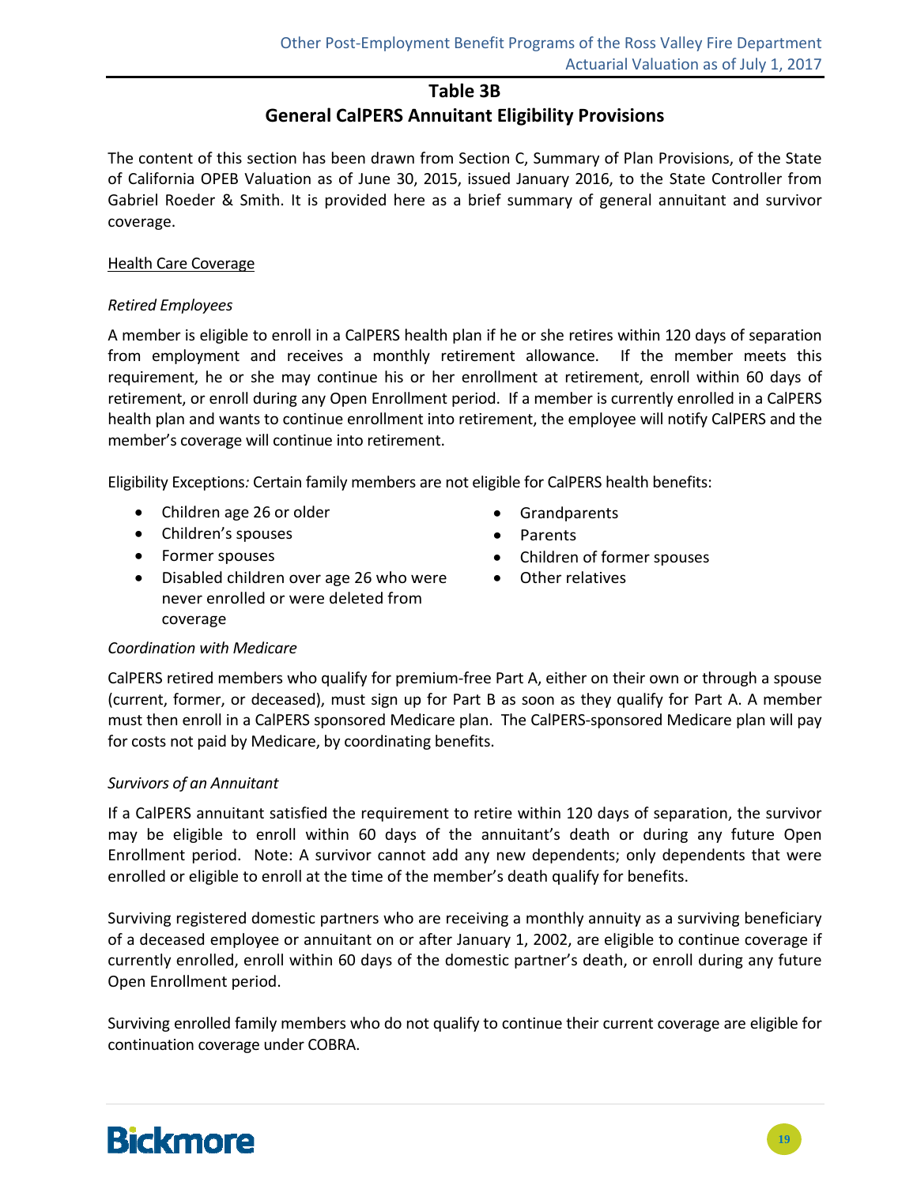## Table 3B
## General CalPERS Annuitant Eligibility Provisions

The content of this section has been drawn from Section C, Summary of Plan Provisions, of the State of California OPEB Valuation as of June 30, 2015, issued January 2016, to the State Controller from Gabriel Roeder & Smith. It is provided here as a brief summary of general annuitant and survivor coverage.

<u>Health Care Coverage</u>

*Retired Employees*

A member is eligible to enroll in a CalPERS health plan if he or she retires within 120 days of separation from employment and receives a monthly retirement allowance. If the member meets this requirement, he or she may continue his or her enrollment at retirement, enroll within 60 days of retirement, or enroll during any Open Enrollment period. If a member is currently enrolled in a CalPERS health plan and wants to continue enrollment into retirement, the employee will notify CalPERS and the member's coverage will continue into retirement.

Eligibility Exceptions: Certain family members are not eligible for CalPERS health benefits:

- Children age 26 or older
- Children's spouses
- Former spouses
- Disabled children over age 26 who were never enrolled or were deleted from coverage
- Grandparents
- Parents
- Children of former spouses
- Other relatives

*Coordination with Medicare*

CalPERS retired members who qualify for premium-free Part A, either on their own or through a spouse (current, former, or deceased), must sign up for Part B as soon as they qualify for Part A. A member must then enroll in a CalPERS sponsored Medicare plan. The CalPERS-sponsored Medicare plan will pay for costs not paid by Medicare, by coordinating benefits.

*Survivors of an Annuitant*

If a CalPERS annuitant satisfied the requirement to retire within 120 days of separation, the survivor may be eligible to enroll within 60 days of the annuitant's death or during any future Open Enrollment period. Note: A survivor cannot add any new dependents; only dependents that were enrolled or eligible to enroll at the time of the member's death qualify for benefits.

Surviving registered domestic partners who are receiving a monthly annuity as a surviving beneficiary of a deceased employee or annuitant on or after January 1, 2002, are eligible to continue coverage if currently enrolled, enroll within 60 days of the domestic partner's death, or enroll during any future Open Enrollment period.

Surviving enrolled family members who do not qualify to continue their current coverage are eligible for continuation coverage under COBRA.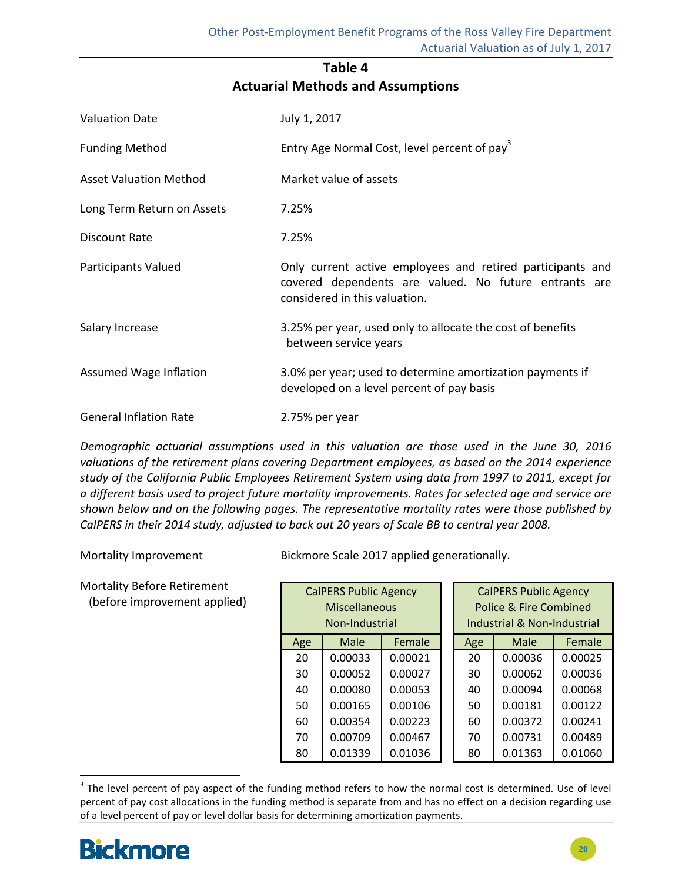## Table 4
## Actuarial Methods and Assumptions

| | |
|---|---|
| Valuation Date | July 1, 2017 |
| Funding Method | Entry Age Normal Cost, level percent of pay[3] |
| Asset Valuation Method | Market value of assets |
| Long Term Return on Assets | 7.25% |
| Discount Rate | 7.25% |
| Participants Valued | Only current active employees and retired participants and covered dependents are valued. No future entrants are considered in this valuation. |
| Salary Increase | 3.25% per year, used only to allocate the cost of benefits between service years |
| Assumed Wage Inflation | 3.0% per year; used to determine amortization payments if developed on a level percent of pay basis |
| General Inflation Rate | 2.75% per year |

*Demographic actuarial assumptions used in this valuation are those used in the June 30, 2016 valuations of the retirement plans covering Department employees, as based on the 2014 experience study of the California Public Employees Retirement System using data from 1997 to 2011, except for a different basis used to project future mortality improvements. Rates for selected age and service are shown below and on the following pages. The representative mortality rates were those published by CalPERS in their 2014 study, adjusted to back out 20 years of Scale BB to central year 2008.*

Mortality Improvement: Bickmore Scale 2017 applied generationally.

Mortality Before Retirement (before improvement applied)

| CalPERS Public Agency Miscellaneous Non-Industrial | | |
|---|---|---|
| Age | Male | Female |
| 20 | 0.00033 | 0.00021 |
| 30 | 0.00052 | 0.00027 |
| 40 | 0.00080 | 0.00053 |
| 50 | 0.00165 | 0.00106 |
| 60 | 0.00354 | 0.00223 |
| 70 | 0.00709 | 0.00467 |
| 80 | 0.01339 | 0.01036 |

| CalPERS Public Agency Police & Fire Combined Industrial & Non-Industrial | | |
|---|---|---|
| Age | Male | Female |
| 20 | 0.00036 | 0.00025 |
| 30 | 0.00062 | 0.00036 |
| 40 | 0.00094 | 0.00068 |
| 50 | 0.00181 | 0.00122 |
| 60 | 0.00372 | 0.00241 |
| 70 | 0.00731 | 0.00489 |
| 80 | 0.01363 | 0.01060 |

[3] The level percent of pay aspect of the funding method refers to how the normal cost is determined. Use of level percent of pay cost allocations in the funding method is separate from and has no effect on a decision regarding use of a level percent of pay or level dollar basis for determining amortization payments.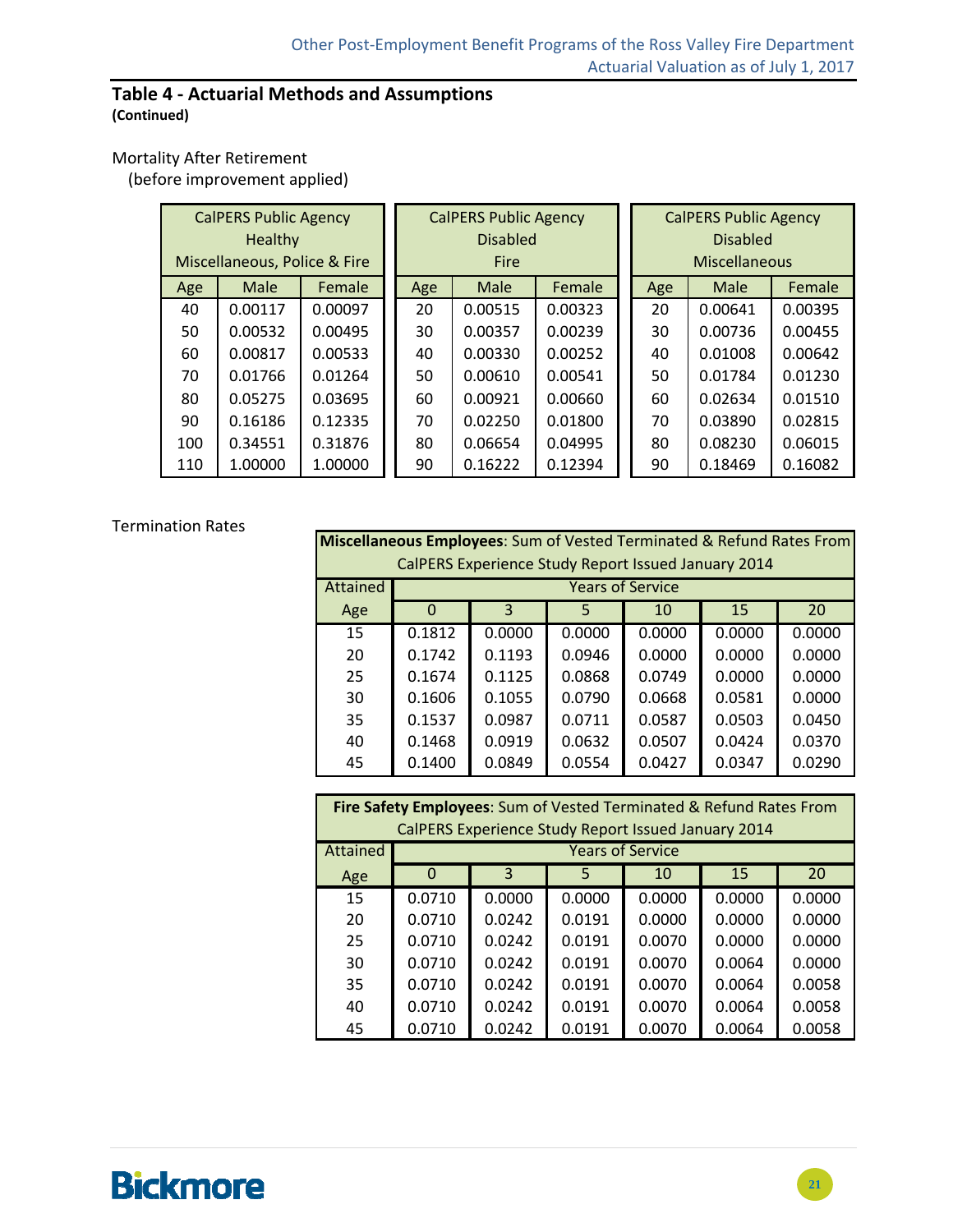## Table 4 - Actuarial Methods and Assumptions

**(Continued)**

Mortality After Retirement
(before improvement applied)

| CalPERS Public Agency Healthy Miscellaneous, Police & Fire | | |
|---|---|---|
| Age | Male | Female |
| 40 | 0.00117 | 0.00097 |
| 50 | 0.00532 | 0.00495 |
| 60 | 0.00817 | 0.00533 |
| 70 | 0.01766 | 0.01264 |
| 80 | 0.05275 | 0.03695 |
| 90 | 0.16186 | 0.12335 |
| 100 | 0.34551 | 0.31876 |
| 110 | 1.00000 | 1.00000 |

| CalPERS Public Agency Disabled Fire | | |
|---|---|---|
| Age | Male | Female |
| 20 | 0.00515 | 0.00323 |
| 30 | 0.00357 | 0.00239 |
| 40 | 0.00330 | 0.00252 |
| 50 | 0.00610 | 0.00541 |
| 60 | 0.00921 | 0.00660 |
| 70 | 0.02250 | 0.01800 |
| 80 | 0.06654 | 0.04995 |
| 90 | 0.16222 | 0.12394 |

| CalPERS Public Agency Disabled Miscellaneous | | |
|---|---|---|
| Age | Male | Female |
| 20 | 0.00641 | 0.00395 |
| 30 | 0.00736 | 0.00455 |
| 40 | 0.01008 | 0.00642 |
| 50 | 0.01784 | 0.01230 |
| 60 | 0.02634 | 0.01510 |
| 70 | 0.03890 | 0.02815 |
| 80 | 0.08230 | 0.06015 |
| 90 | 0.18469 | 0.16082 |

Termination Rates

| **Miscellaneous Employees**: Sum of Vested Terminated & Refund Rates From CalPERS Experience Study Report Issued January 2014 | | | | | | |
|---|---|---|---|---|---|---|
| Attained | Years of Service | | | | | |
| Age | 0 | 3 | 5 | 10 | 15 | 20 |
| 15 | 0.1812 | 0.0000 | 0.0000 | 0.0000 | 0.0000 | 0.0000 |
| 20 | 0.1742 | 0.1193 | 0.0946 | 0.0000 | 0.0000 | 0.0000 |
| 25 | 0.1674 | 0.1125 | 0.0868 | 0.0749 | 0.0000 | 0.0000 |
| 30 | 0.1606 | 0.1055 | 0.0790 | 0.0668 | 0.0581 | 0.0000 |
| 35 | 0.1537 | 0.0987 | 0.0711 | 0.0587 | 0.0503 | 0.0450 |
| 40 | 0.1468 | 0.0919 | 0.0632 | 0.0507 | 0.0424 | 0.0370 |
| 45 | 0.1400 | 0.0849 | 0.0554 | 0.0427 | 0.0347 | 0.0290 |

| **Fire Safety Employees**: Sum of Vested Terminated & Refund Rates From CalPERS Experience Study Report Issued January 2014 | | | | | | |
|---|---|---|---|---|---|---|
| Attained | Years of Service | | | | | |
| Age | 0 | 3 | 5 | 10 | 15 | 20 |
| 15 | 0.0710 | 0.0000 | 0.0000 | 0.0000 | 0.0000 | 0.0000 |
| 20 | 0.0710 | 0.0242 | 0.0191 | 0.0000 | 0.0000 | 0.0000 |
| 25 | 0.0710 | 0.0242 | 0.0191 | 0.0070 | 0.0000 | 0.0000 |
| 30 | 0.0710 | 0.0242 | 0.0191 | 0.0070 | 0.0064 | 0.0000 |
| 35 | 0.0710 | 0.0242 | 0.0191 | 0.0070 | 0.0064 | 0.0058 |
| 40 | 0.0710 | 0.0242 | 0.0191 | 0.0070 | 0.0064 | 0.0058 |
| 45 | 0.0710 | 0.0242 | 0.0191 | 0.0070 | 0.0064 | 0.0058 |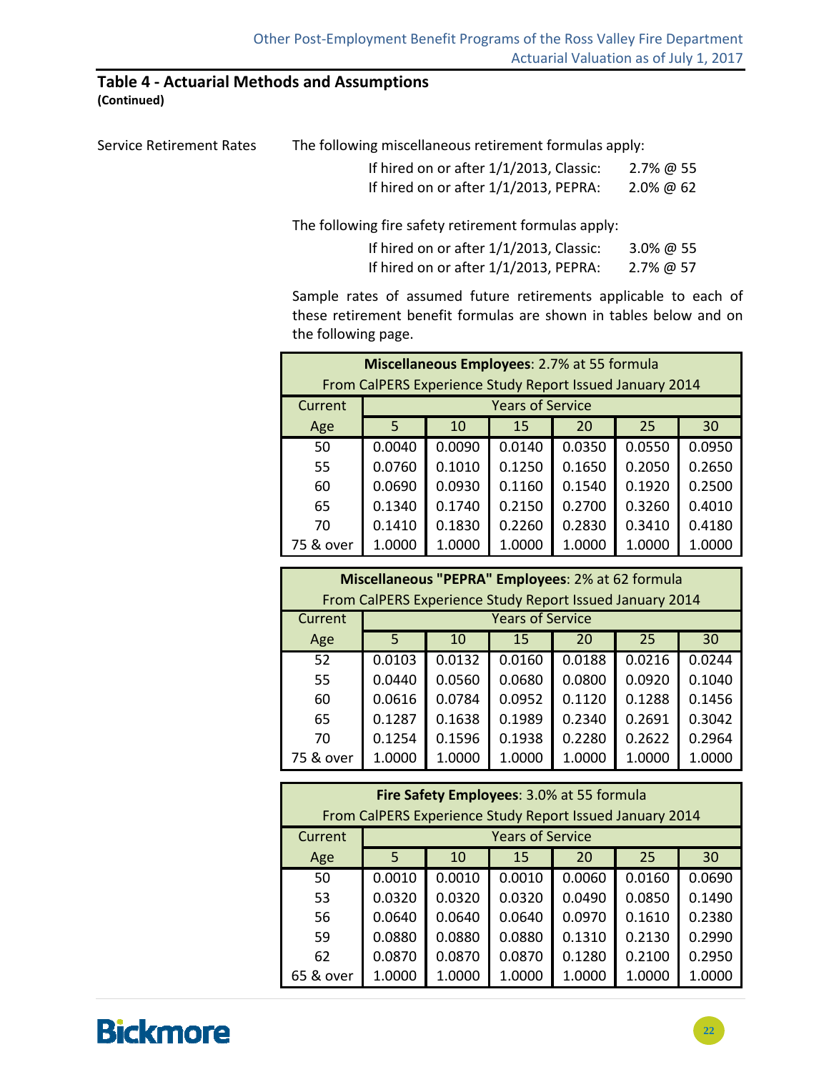## Table 4 - Actuarial Methods and Assumptions
**(Continued)**

Service Retirement Rates

The following miscellaneous retirement formulas apply:

If hired on or after 1/1/2013, Classic: 2.7% @ 55
If hired on or after 1/1/2013, PEPRA: 2.0% @ 62

The following fire safety retirement formulas apply:

If hired on or after 1/1/2013, Classic: 3.0% @ 55
If hired on or after 1/1/2013, PEPRA: 2.7% @ 57

Sample rates of assumed future retirements applicable to each of these retirement benefit formulas are shown in tables below and on the following page.

| **Miscellaneous Employees**: 2.7% at 55 formula From CalPERS Experience Study Report Issued January 2014 | | | | | | |
|---|---|---|---|---|---|---|
| Current Age | Years of Service | | | | | |
| | 5 | 10 | 15 | 20 | 25 | 30 |
| 50 | 0.0040 | 0.0090 | 0.0140 | 0.0350 | 0.0550 | 0.0950 |
| 55 | 0.0760 | 0.1010 | 0.1250 | 0.1650 | 0.2050 | 0.2650 |
| 60 | 0.0690 | 0.0930 | 0.1160 | 0.1540 | 0.1920 | 0.2500 |
| 65 | 0.1340 | 0.1740 | 0.2150 | 0.2700 | 0.3260 | 0.4010 |
| 70 | 0.1410 | 0.1830 | 0.2260 | 0.2830 | 0.3410 | 0.4180 |
| 75 & over | 1.0000 | 1.0000 | 1.0000 | 1.0000 | 1.0000 | 1.0000 |

| **Miscellaneous "PEPRA" Employees**: 2% at 62 formula From CalPERS Experience Study Report Issued January 2014 | | | | | | |
|---|---|---|---|---|---|---|
| Current Age | Years of Service | | | | | |
| | 5 | 10 | 15 | 20 | 25 | 30 |
| 52 | 0.0103 | 0.0132 | 0.0160 | 0.0188 | 0.0216 | 0.0244 |
| 55 | 0.0440 | 0.0560 | 0.0680 | 0.0800 | 0.0920 | 0.1040 |
| 60 | 0.0616 | 0.0784 | 0.0952 | 0.1120 | 0.1288 | 0.1456 |
| 65 | 0.1287 | 0.1638 | 0.1989 | 0.2340 | 0.2691 | 0.3042 |
| 70 | 0.1254 | 0.1596 | 0.1938 | 0.2280 | 0.2622 | 0.2964 |
| 75 & over | 1.0000 | 1.0000 | 1.0000 | 1.0000 | 1.0000 | 1.0000 |

| **Fire Safety Employees**: 3.0% at 55 formula From CalPERS Experience Study Report Issued January 2014 | | | | | | |
|---|---|---|---|---|---|---|
| Current Age | Years of Service | | | | | |
| | 5 | 10 | 15 | 20 | 25 | 30 |
| 50 | 0.0010 | 0.0010 | 0.0010 | 0.0060 | 0.0160 | 0.0690 |
| 53 | 0.0320 | 0.0320 | 0.0320 | 0.0490 | 0.0850 | 0.1490 |
| 56 | 0.0640 | 0.0640 | 0.0640 | 0.0970 | 0.1610 | 0.2380 |
| 59 | 0.0880 | 0.0880 | 0.0880 | 0.1310 | 0.2130 | 0.2990 |
| 62 | 0.0870 | 0.0870 | 0.0870 | 0.1280 | 0.2100 | 0.2950 |
| 65 & over | 1.0000 | 1.0000 | 1.0000 | 1.0000 | 1.0000 | 1.0000 |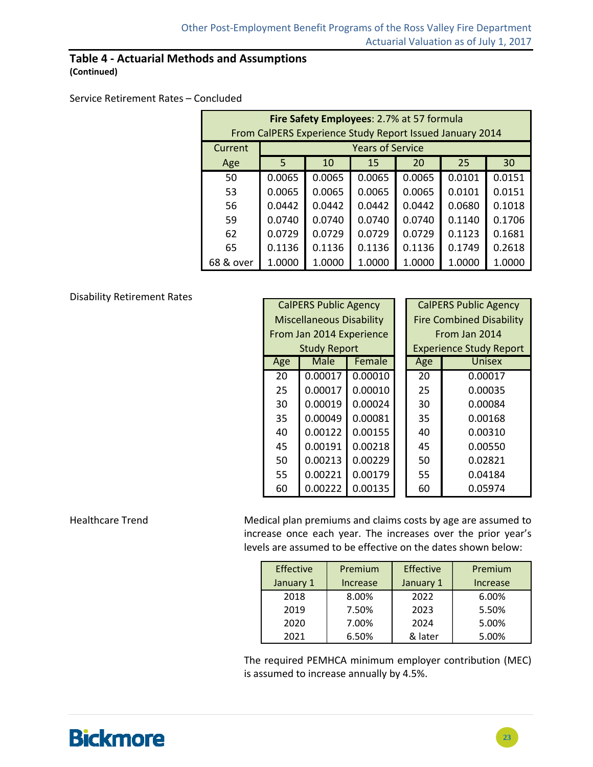## Table 4 - Actuarial Methods and Assumptions
**(Continued)**

Service Retirement Rates – Concluded

| **Fire Safety Employees**: 2.7% at 57 formula From CalPERS Experience Study Report Issued January 2014 | | | | | | |
|---|---|---|---|---|---|---|
| Current | Years of Service | | | | | |
| Age | 5 | 10 | 15 | 20 | 25 | 30 |
| 50 | 0.0065 | 0.0065 | 0.0065 | 0.0065 | 0.0101 | 0.0151 |
| 53 | 0.0065 | 0.0065 | 0.0065 | 0.0065 | 0.0101 | 0.0151 |
| 56 | 0.0442 | 0.0442 | 0.0442 | 0.0442 | 0.0680 | 0.1018 |
| 59 | 0.0740 | 0.0740 | 0.0740 | 0.0740 | 0.1140 | 0.1706 |
| 62 | 0.0729 | 0.0729 | 0.0729 | 0.0729 | 0.1123 | 0.1681 |
| 65 | 0.1136 | 0.1136 | 0.1136 | 0.1136 | 0.1749 | 0.2618 |
| 68 & over | 1.0000 | 1.0000 | 1.0000 | 1.0000 | 1.0000 | 1.0000 |

Disability Retirement Rates

| CalPERS Public Agency Miscellaneous Disability From Jan 2014 Experience Study Report | | |
|---|---|---|
| Age | Male | Female |
| 20 | 0.00017 | 0.00010 |
| 25 | 0.00017 | 0.00010 |
| 30 | 0.00019 | 0.00024 |
| 35 | 0.00049 | 0.00081 |
| 40 | 0.00122 | 0.00155 |
| 45 | 0.00191 | 0.00218 |
| 50 | 0.00213 | 0.00229 |
| 55 | 0.00221 | 0.00179 |
| 60 | 0.00222 | 0.00135 |

| CalPERS Public Agency Fire Combined Disability From Jan 2014 Experience Study Report | |
|---|---|
| Age | Unisex |
| 20 | 0.00017 |
| 25 | 0.00035 |
| 30 | 0.00084 |
| 35 | 0.00168 |
| 40 | 0.00310 |
| 45 | 0.00550 |
| 50 | 0.02821 |
| 55 | 0.04184 |
| 60 | 0.05974 |

Healthcare Trend

Medical plan premiums and claims costs by age are assumed to increase once each year. The increases over the prior year's levels are assumed to be effective on the dates shown below:

| Effective January 1 | Premium Increase | Effective January 1 | Premium Increase |
|---|---|---|---|
| 2018 | 8.00% | 2022 | 6.00% |
| 2019 | 7.50% | 2023 | 5.50% |
| 2020 | 7.00% | 2024 | 5.00% |
| 2021 | 6.50% | & later | 5.00% |

The required PEMHCA minimum employer contribution (MEC) is assumed to increase annually by 4.5%.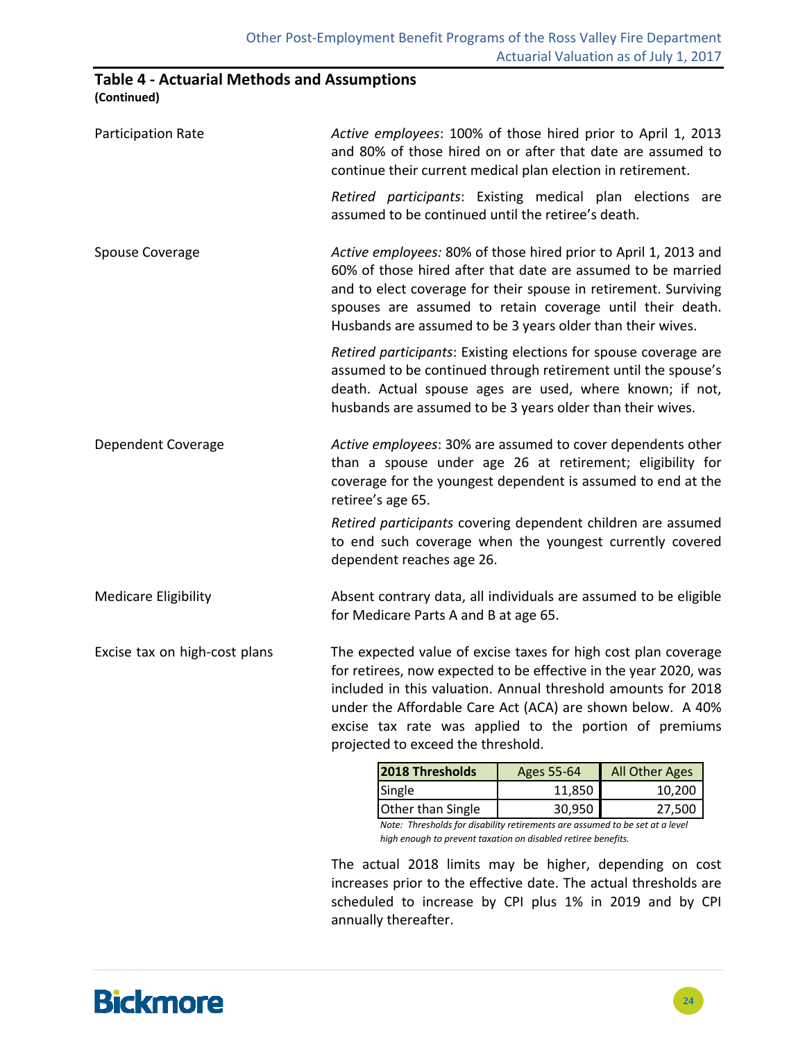## Table 4 - Actuarial Methods and Assumptions
**(Continued)**

**Participation Rate**

*Active employees*: 100% of those hired prior to April 1, 2013 and 80% of those hired on or after that date are assumed to continue their current medical plan election in retirement.

*Retired participants*: Existing medical plan elections are assumed to be continued until the retiree's death.

**Spouse Coverage**

*Active employees:* 80% of those hired prior to April 1, 2013 and 60% of those hired after that date are assumed to be married and to elect coverage for their spouse in retirement. Surviving spouses are assumed to retain coverage until their death. Husbands are assumed to be 3 years older than their wives.

*Retired participants*: Existing elections for spouse coverage are assumed to be continued through retirement until the spouse's death. Actual spouse ages are used, where known; if not, husbands are assumed to be 3 years older than their wives.

**Dependent Coverage**

*Active employees*: 30% are assumed to cover dependents other than a spouse under age 26 at retirement; eligibility for coverage for the youngest dependent is assumed to end at the retiree's age 65.

*Retired participants* covering dependent children are assumed to end such coverage when the youngest currently covered dependent reaches age 26.

**Medicare Eligibility**

Absent contrary data, all individuals are assumed to be eligible for Medicare Parts A and B at age 65.

**Excise tax on high-cost plans**

The expected value of excise taxes for high cost plan coverage for retirees, now expected to be effective in the year 2020, was included in this valuation. Annual threshold amounts for 2018 under the Affordable Care Act (ACA) are shown below. A 40% excise tax rate was applied to the portion of premiums projected to exceed the threshold.

| 2018 Thresholds | Ages 55-64 | All Other Ages |
|---|---|---|
| Single | 11,850 | 10,200 |
| Other than Single | 30,950 | 27,500 |

*Note: Thresholds for disability retirements are assumed to be set at a level high enough to prevent taxation on disabled retiree benefits.*

The actual 2018 limits may be higher, depending on cost increases prior to the effective date. The actual thresholds are scheduled to increase by CPI plus 1% in 2019 and by CPI annually thereafter.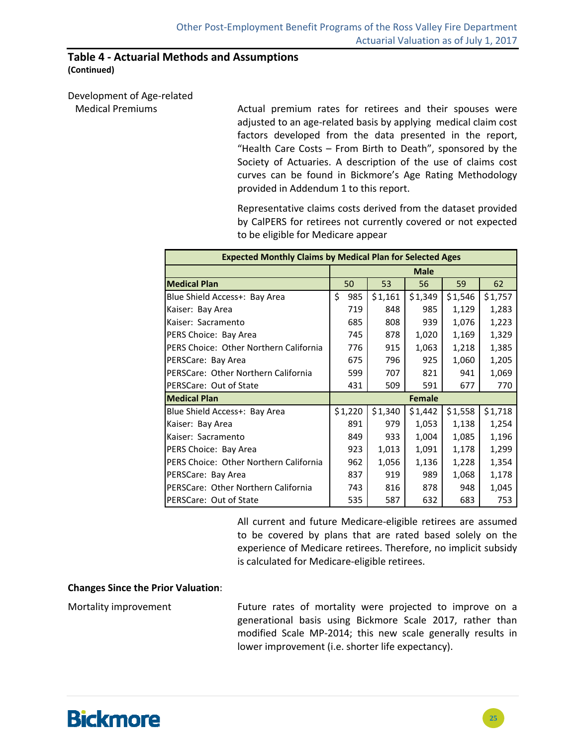## Table 4 - Actuarial Methods and Assumptions
**(Continued)**

Development of Age-related Medical Premiums

Actual premium rates for retirees and their spouses were adjusted to an age-related basis by applying medical claim cost factors developed from the data presented in the report, "Health Care Costs – From Birth to Death", sponsored by the Society of Actuaries. A description of the use of claims cost curves can be found in Bickmore's Age Rating Methodology provided in Addendum 1 to this report.

Representative claims costs derived from the dataset provided by CalPERS for retirees not currently covered or not expected to be eligible for Medicare appear

| Expected Monthly Claims by Medical Plan for Selected Ages | | | | | |
|---|---|---|---|---|---|
| | Male | | | | |
| **Medical Plan** | 50 | 53 | 56 | 59 | 62 |
| Blue Shield Access+: Bay Area | $ 985 | $1,161 | $1,349 | $1,546 | $1,757 |
| Kaiser: Bay Area | 719 | 848 | 985 | 1,129 | 1,283 |
| Kaiser: Sacramento | 685 | 808 | 939 | 1,076 | 1,223 |
| PERS Choice: Bay Area | 745 | 878 | 1,020 | 1,169 | 1,329 |
| PERS Choice: Other Northern California | 776 | 915 | 1,063 | 1,218 | 1,385 |
| PERSCare: Bay Area | 675 | 796 | 925 | 1,060 | 1,205 |
| PERSCare: Other Northern California | 599 | 707 | 821 | 941 | 1,069 |
| PERSCare: Out of State | 431 | 509 | 591 | 677 | 770 |
| **Medical Plan** | Female | | | | |
| Blue Shield Access+: Bay Area | $1,220 | $1,340 | $1,442 | $1,558 | $1,718 |
| Kaiser: Bay Area | 891 | 979 | 1,053 | 1,138 | 1,254 |
| Kaiser: Sacramento | 849 | 933 | 1,004 | 1,085 | 1,196 |
| PERS Choice: Bay Area | 923 | 1,013 | 1,091 | 1,178 | 1,299 |
| PERS Choice: Other Northern California | 962 | 1,056 | 1,136 | 1,228 | 1,354 |
| PERSCare: Bay Area | 837 | 919 | 989 | 1,068 | 1,178 |
| PERSCare: Other Northern California | 743 | 816 | 878 | 948 | 1,045 |
| PERSCare: Out of State | 535 | 587 | 632 | 683 | 753 |

All current and future Medicare-eligible retirees are assumed to be covered by plans that are rated based solely on the experience of Medicare retirees. Therefore, no implicit subsidy is calculated for Medicare-eligible retirees.

**Changes Since the Prior Valuation**:

Mortality improvement

Future rates of mortality were projected to improve on a generational basis using Bickmore Scale 2017, rather than modified Scale MP-2014; this new scale generally results in lower improvement (i.e. shorter life expectancy).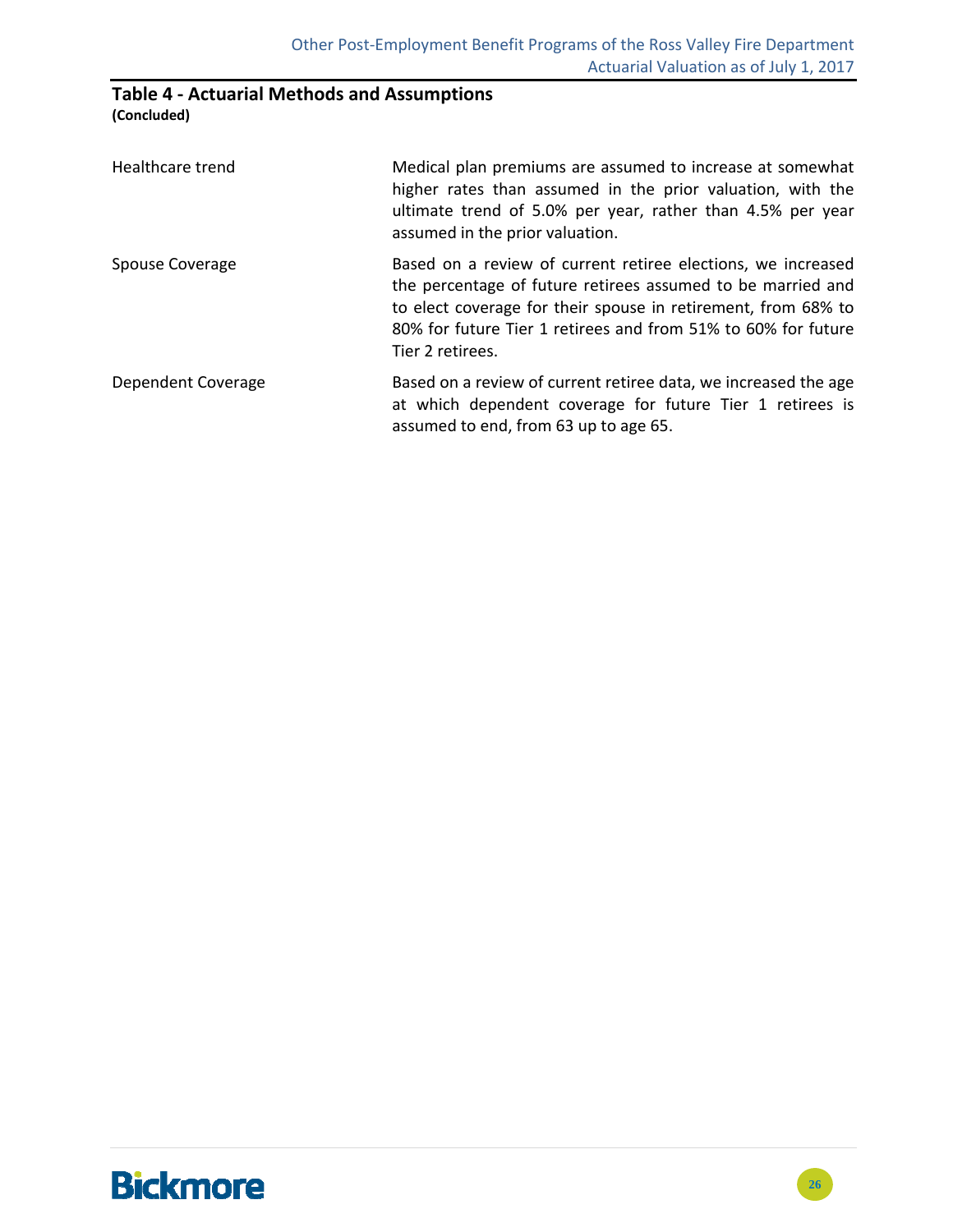## Table 4 - Actuarial Methods and Assumptions
**(Concluded)**

| | |
|---|---|
| Healthcare trend | Medical plan premiums are assumed to increase at somewhat higher rates than assumed in the prior valuation, with the ultimate trend of 5.0% per year, rather than 4.5% per year assumed in the prior valuation. |
| Spouse Coverage | Based on a review of current retiree elections, we increased the percentage of future retirees assumed to be married and to elect coverage for their spouse in retirement, from 68% to 80% for future Tier 1 retirees and from 51% to 60% for future Tier 2 retirees. |
| Dependent Coverage | Based on a review of current retiree data, we increased the age at which dependent coverage for future Tier 1 retirees is assumed to end, from 63 up to age 65. |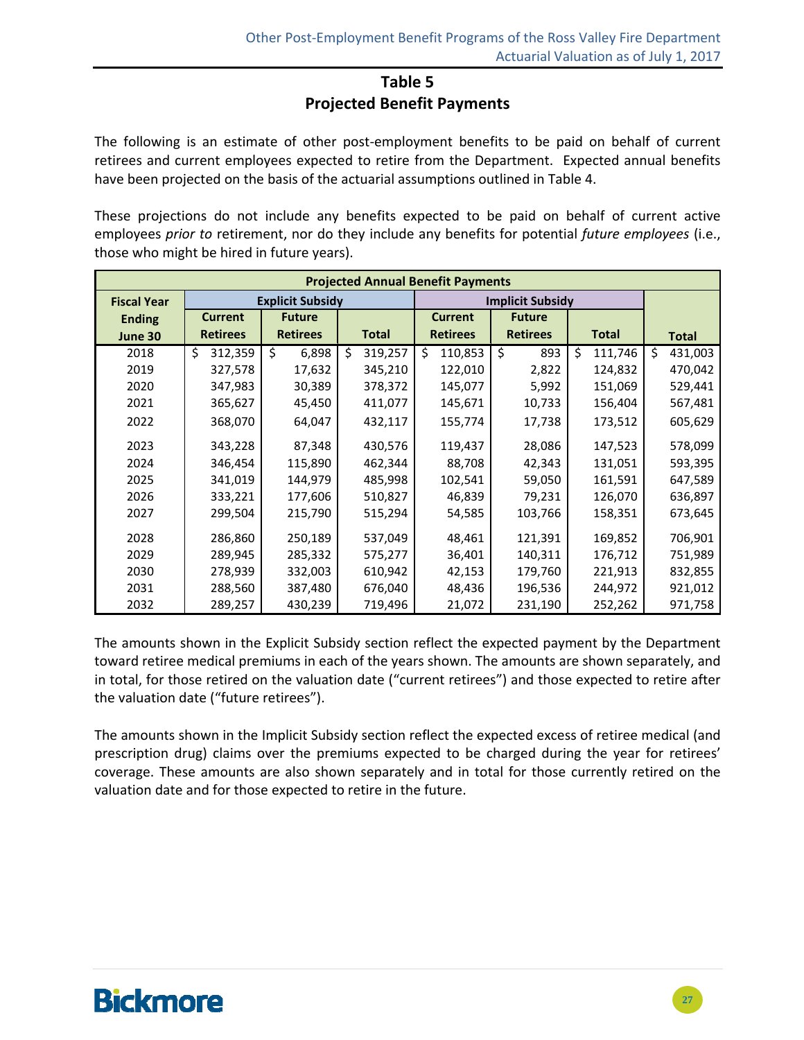## Table 5
## Projected Benefit Payments

The following is an estimate of other post-employment benefits to be paid on behalf of current retirees and current employees expected to retire from the Department. Expected annual benefits have been projected on the basis of the actuarial assumptions outlined in Table 4.

These projections do not include any benefits expected to be paid on behalf of current active employees *prior to* retirement, nor do they include any benefits for potential *future employees* (i.e., those who might be hired in future years).

| Projected Annual Benefit Payments | | | | | | | |
|---|---|---|---|---|---|---|---|
| Fiscal Year Ending June 30 | Explicit Subsidy | | | Implicit Subsidy | | | Total |
| | Current Retirees | Future Retirees | Total | Current Retirees | Future Retirees | Total | |
| 2018 | $ 312,359 | $ 6,898 | $ 319,257 | $ 110,853 | $ 893 | $ 111,746 | $ 431,003 |
| 2019 | 327,578 | 17,632 | 345,210 | 122,010 | 2,822 | 124,832 | 470,042 |
| 2020 | 347,983 | 30,389 | 378,372 | 145,077 | 5,992 | 151,069 | 529,441 |
| 2021 | 365,627 | 45,450 | 411,077 | 145,671 | 10,733 | 156,404 | 567,481 |
| 2022 | 368,070 | 64,047 | 432,117 | 155,774 | 17,738 | 173,512 | 605,629 |
| 2023 | 343,228 | 87,348 | 430,576 | 119,437 | 28,086 | 147,523 | 578,099 |
| 2024 | 346,454 | 115,890 | 462,344 | 88,708 | 42,343 | 131,051 | 593,395 |
| 2025 | 341,019 | 144,979 | 485,998 | 102,541 | 59,050 | 161,591 | 647,589 |
| 2026 | 333,221 | 177,606 | 510,827 | 46,839 | 79,231 | 126,070 | 636,897 |
| 2027 | 299,504 | 215,790 | 515,294 | 54,585 | 103,766 | 158,351 | 673,645 |
| 2028 | 286,860 | 250,189 | 537,049 | 48,461 | 121,391 | 169,852 | 706,901 |
| 2029 | 289,945 | 285,332 | 575,277 | 36,401 | 140,311 | 176,712 | 751,989 |
| 2030 | 278,939 | 332,003 | 610,942 | 42,153 | 179,760 | 221,913 | 832,855 |
| 2031 | 288,560 | 387,480 | 676,040 | 48,436 | 196,536 | 244,972 | 921,012 |
| 2032 | 289,257 | 430,239 | 719,496 | 21,072 | 231,190 | 252,262 | 971,758 |

The amounts shown in the Explicit Subsidy section reflect the expected payment by the Department toward retiree medical premiums in each of the years shown. The amounts are shown separately, and in total, for those retired on the valuation date ("current retirees") and those expected to retire after the valuation date ("future retirees").

The amounts shown in the Implicit Subsidy section reflect the expected excess of retiree medical (and prescription drug) claims over the premiums expected to be charged during the year for retirees' coverage. These amounts are also shown separately and in total for those currently retired on the valuation date and for those expected to retire in the future.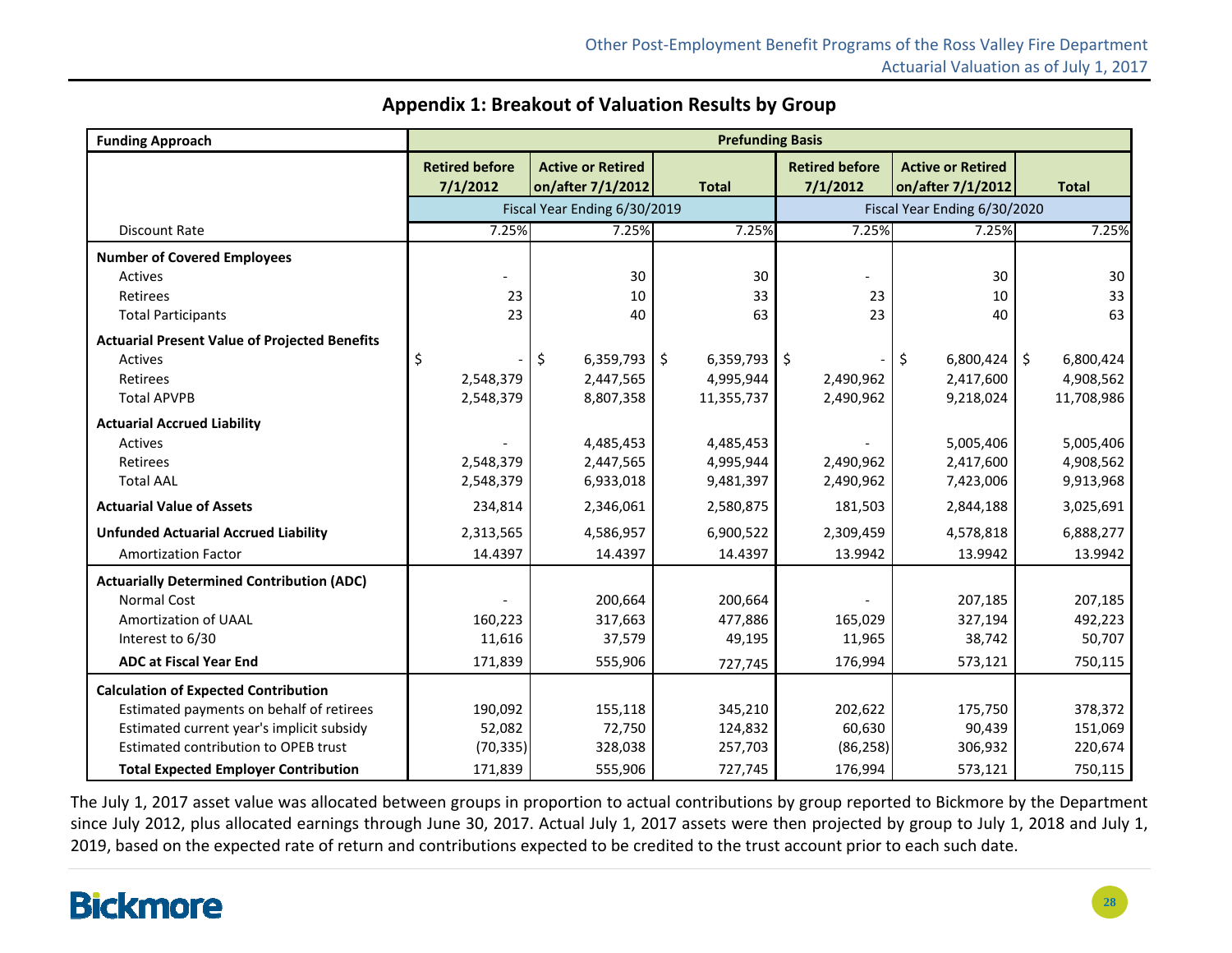## Appendix 1: Breakout of Valuation Results by Group

| Funding Approach | Prefunding Basis | | | | | |
|---|---|---|---|---|---|---|
| | Retired before 7/1/2012 | Active or Retired on/after 7/1/2012 | Total | Retired before 7/1/2012 | Active or Retired on/after 7/1/2012 | Total |
| | Fiscal Year Ending 6/30/2019 | | | Fiscal Year Ending 6/30/2020 | | |
| Discount Rate | 7.25% | 7.25% | 7.25% | 7.25% | 7.25% | 7.25% |
| **Number of Covered Employees** | | | | | | |
| Actives | - | 30 | 30 | - | 30 | 30 |
| Retirees | 23 | 10 | 33 | 23 | 10 | 33 |
| Total Participants | 23 | 40 | 63 | 23 | 40 | 63 |
| **Actuarial Present Value of Projected Benefits** | | | | | | |
| Actives | $ - | $ 6,359,793 | $ 6,359,793 | $ - | $ 6,800,424 | $ 6,800,424 |
| Retirees | 2,548,379 | 2,447,565 | 4,995,944 | 2,490,962 | 2,417,600 | 4,908,562 |
| Total APVPB | 2,548,379 | 8,807,358 | 11,355,737 | 2,490,962 | 9,218,024 | 11,708,986 |
| **Actuarial Accrued Liability** | | | | | | |
| Actives | - | 4,485,453 | 4,485,453 | - | 5,005,406 | 5,005,406 |
| Retirees | 2,548,379 | 2,447,565 | 4,995,944 | 2,490,962 | 2,417,600 | 4,908,562 |
| Total AAL | 2,548,379 | 6,933,018 | 9,481,397 | 2,490,962 | 7,423,006 | 9,913,968 |
| **Actuarial Value of Assets** | 234,814 | 2,346,061 | 2,580,875 | 181,503 | 2,844,188 | 3,025,691 |
| **Unfunded Actuarial Accrued Liability** | 2,313,565 | 4,586,957 | 6,900,522 | 2,309,459 | 4,578,818 | 6,888,277 |
| Amortization Factor | 14.4397 | 14.4397 | 14.4397 | 13.9942 | 13.9942 | 13.9942 |
| **Actuarially Determined Contribution (ADC)** | | | | | | |
| Normal Cost | - | 200,664 | 200,664 | - | 207,185 | 207,185 |
| Amortization of UAAL | 160,223 | 317,663 | 477,886 | 165,029 | 327,194 | 492,223 |
| Interest to 6/30 | 11,616 | 37,579 | 49,195 | 11,965 | 38,742 | 50,707 |
| **ADC at Fiscal Year End** | 171,839 | 555,906 | 727,745 | 176,994 | 573,121 | 750,115 |
| **Calculation of Expected Contribution** | | | | | | |
| Estimated payments on behalf of retirees | 190,092 | 155,118 | 345,210 | 202,622 | 175,750 | 378,372 |
| Estimated current year's implicit subsidy | 52,082 | 72,750 | 124,832 | 60,630 | 90,439 | 151,069 |
| Estimated contribution to OPEB trust | (70,335) | 328,038 | 257,703 | (86,258) | 306,932 | 220,674 |
| **Total Expected Employer Contribution** | 171,839 | 555,906 | 727,745 | 176,994 | 573,121 | 750,115 |

The July 1, 2017 asset value was allocated between groups in proportion to actual contributions by group reported to Bickmore by the Department since July 2012, plus allocated earnings through June 30, 2017. Actual July 1, 2017 assets were then projected by group to July 1, 2018 and July 1, 2019, based on the expected rate of return and contributions expected to be credited to the trust account prior to each such date.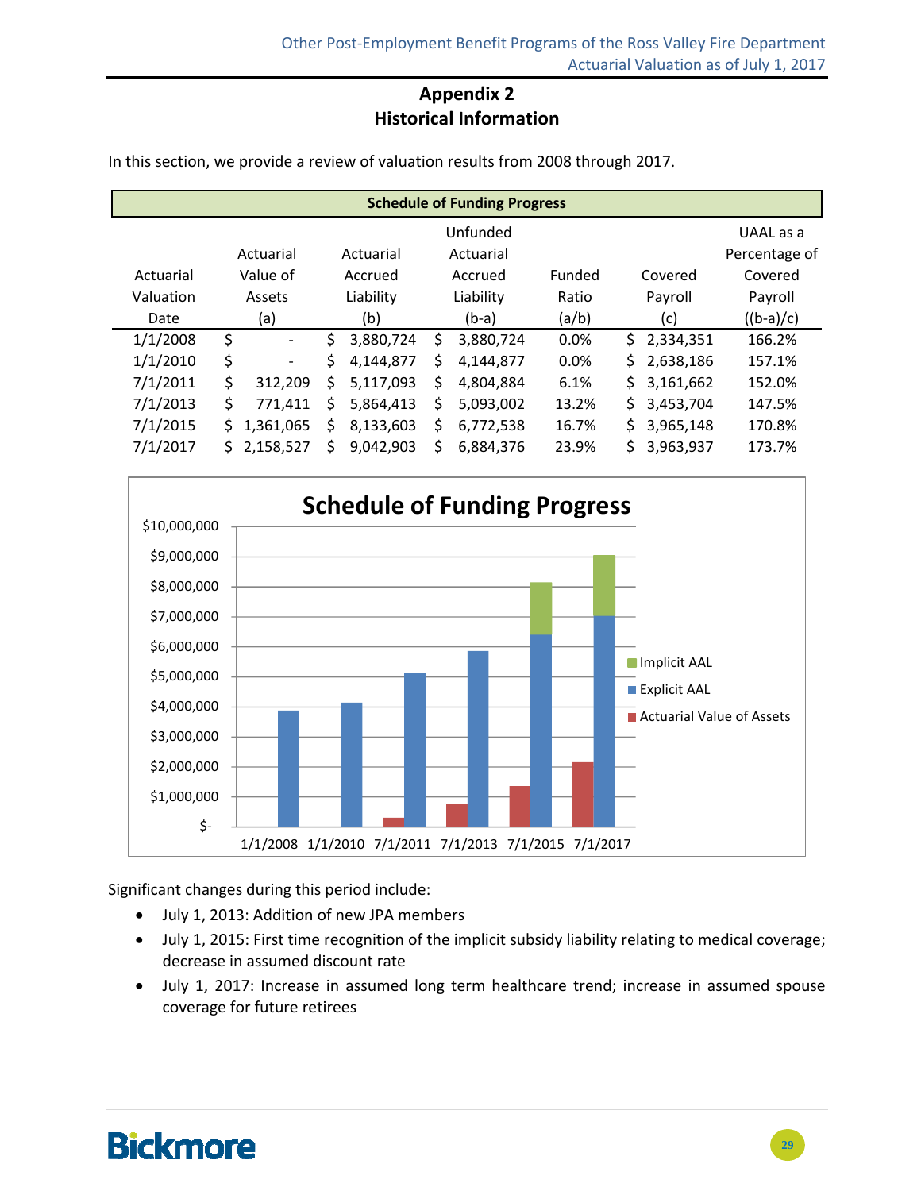# Appendix 2
# Historical Information

In this section, we provide a review of valuation results from 2008 through 2017.

**Schedule of Funding Progress**

| Actuarial Valuation Date | Actuarial Value of Assets (a) | Actuarial Accrued Liability (b) | Unfunded Actuarial Accrued Liability (b-a) | Funded Ratio (a/b) | Covered Payroll (c) | UAAL as a Percentage of Covered Payroll ((b-a)/c) |
|---|---|---|---|---|---|---|
| 1/1/2008 | $ - | $ 3,880,724 | $ 3,880,724 | 0.0% | $ 2,334,351 | 166.2% |
| 1/1/2010 | $ - | $ 4,144,877 | $ 4,144,877 | 0.0% | $ 2,638,186 | 157.1% |
| 7/1/2011 | $ 312,209 | $ 5,117,093 | $ 4,804,884 | 6.1% | $ 3,161,662 | 152.0% |
| 7/1/2013 | $ 771,411 | $ 5,864,413 | $ 5,093,002 | 13.2% | $ 3,453,704 | 147.5% |
| 7/1/2015 | $ 1,361,065 | $ 8,133,603 | $ 6,772,538 | 16.7% | $ 3,965,148 | 170.8% |
| 7/1/2017 | $ 2,158,527 | $ 9,042,903 | $ 6,884,376 | 23.9% | $ 3,963,937 | 173.7% |

Significant changes during this period include:

- July 1, 2013: Addition of new JPA members
- July 1, 2015: First time recognition of the implicit subsidy liability relating to medical coverage; decrease in assumed discount rate
- July 1, 2017: Increase in assumed long term healthcare trend; increase in assumed spouse coverage for future retirees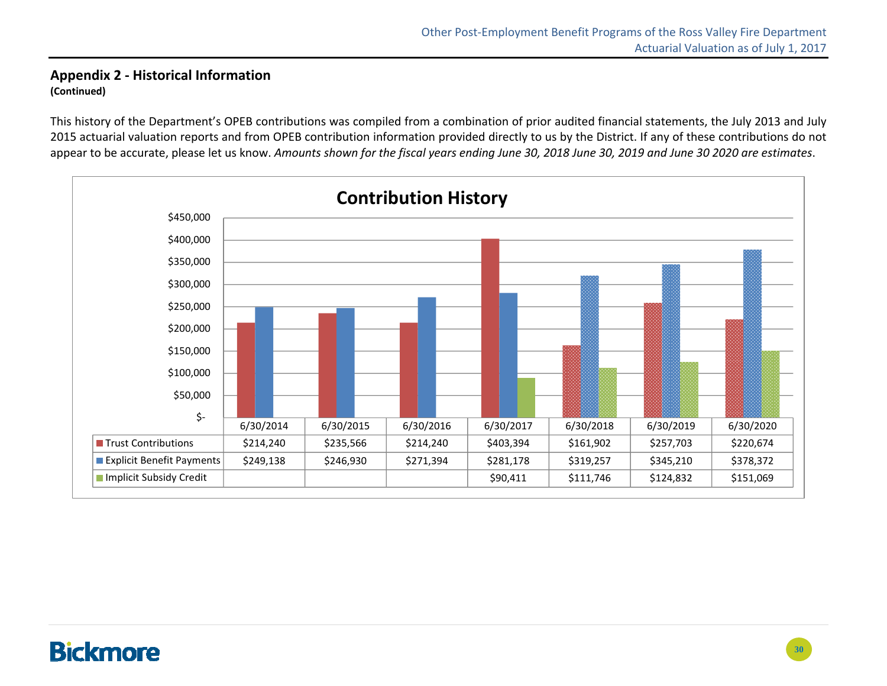## Appendix 2 - Historical Information

**(Continued)**

This history of the Department's OPEB contributions was compiled from a combination of prior audited financial statements, the July 2013 and July 2015 actuarial valuation reports and from OPEB contribution information provided directly to us by the District. If any of these contributions do not appear to be accurate, please let us know. *Amounts shown for the fiscal years ending June 30, 2018 June 30, 2019 and June 30 2020 are estimates*.

**Contribution History**

| | 6/30/2014 | 6/30/2015 | 6/30/2016 | 6/30/2017 | 6/30/2018 | 6/30/2019 | 6/30/2020 |
|---|---|---|---|---|---|---|---|
| Trust Contributions | $214,240 | $235,566 | $214,240 | $403,394 | $161,902 | $257,703 | $220,674 |
| Explicit Benefit Payments | $249,138 | $246,930 | $271,394 | $281,178 | $319,257 | $345,210 | $378,372 |
| Implicit Subsidy Credit | | | | $90,411 | $111,746 | $124,832 | $151,069 |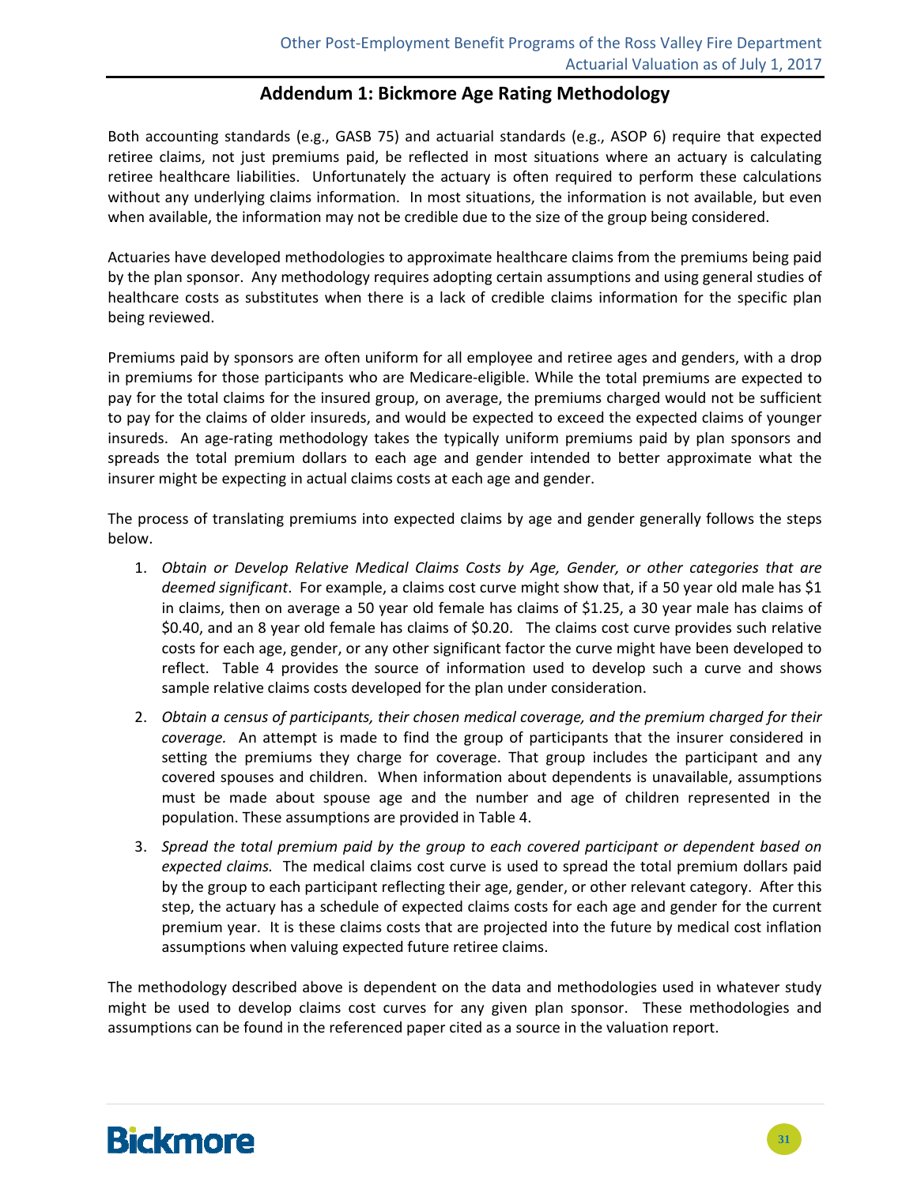# Addendum 1: Bickmore Age Rating Methodology

Both accounting standards (e.g., GASB 75) and actuarial standards (e.g., ASOP 6) require that expected retiree claims, not just premiums paid, be reflected in most situations where an actuary is calculating retiree healthcare liabilities. Unfortunately the actuary is often required to perform these calculations without any underlying claims information. In most situations, the information is not available, but even when available, the information may not be credible due to the size of the group being considered.

Actuaries have developed methodologies to approximate healthcare claims from the premiums being paid by the plan sponsor. Any methodology requires adopting certain assumptions and using general studies of healthcare costs as substitutes when there is a lack of credible claims information for the specific plan being reviewed.

Premiums paid by sponsors are often uniform for all employee and retiree ages and genders, with a drop in premiums for those participants who are Medicare-eligible. While the total premiums are expected to pay for the total claims for the insured group, on average, the premiums charged would not be sufficient to pay for the claims of older insureds, and would be expected to exceed the expected claims of younger insureds. An age-rating methodology takes the typically uniform premiums paid by plan sponsors and spreads the total premium dollars to each age and gender intended to better approximate what the insurer might be expecting in actual claims costs at each age and gender.

The process of translating premiums into expected claims by age and gender generally follows the steps below.

1. *Obtain or Develop Relative Medical Claims Costs by Age, Gender, or other categories that are deemed significant*. For example, a claims cost curve might show that, if a 50 year old male has $1 in claims, then on average a 50 year old female has claims of $1.25, a 30 year male has claims of $0.40, and an 8 year old female has claims of $0.20. The claims cost curve provides such relative costs for each age, gender, or any other significant factor the curve might have been developed to reflect. Table 4 provides the source of information used to develop such a curve and shows sample relative claims costs developed for the plan under consideration.
2. *Obtain a census of participants, their chosen medical coverage, and the premium charged for their coverage.* An attempt is made to find the group of participants that the insurer considered in setting the premiums they charge for coverage. That group includes the participant and any covered spouses and children. When information about dependents is unavailable, assumptions must be made about spouse age and the number and age of children represented in the population. These assumptions are provided in Table 4.
3. *Spread the total premium paid by the group to each covered participant or dependent based on expected claims.* The medical claims cost curve is used to spread the total premium dollars paid by the group to each participant reflecting their age, gender, or other relevant category. After this step, the actuary has a schedule of expected claims costs for each age and gender for the current premium year. It is these claims costs that are projected into the future by medical cost inflation assumptions when valuing expected future retiree claims.

The methodology described above is dependent on the data and methodologies used in whatever study might be used to develop claims cost curves for any given plan sponsor. These methodologies and assumptions can be found in the referenced paper cited as a source in the valuation report.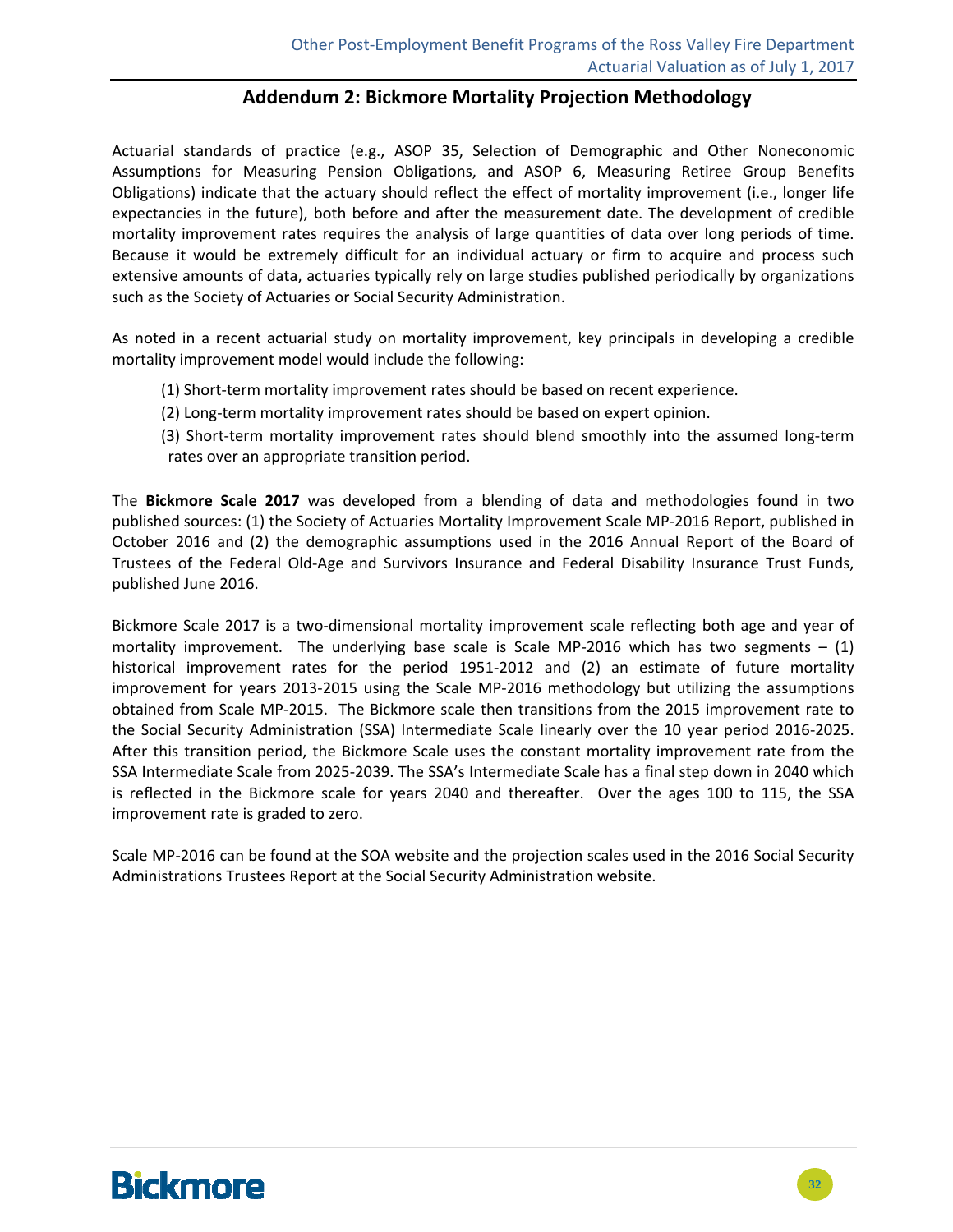## Addendum 2: Bickmore Mortality Projection Methodology

Actuarial standards of practice (e.g., ASOP 35, Selection of Demographic and Other Noneconomic Assumptions for Measuring Pension Obligations, and ASOP 6, Measuring Retiree Group Benefits Obligations) indicate that the actuary should reflect the effect of mortality improvement (i.e., longer life expectancies in the future), both before and after the measurement date. The development of credible mortality improvement rates requires the analysis of large quantities of data over long periods of time. Because it would be extremely difficult for an individual actuary or firm to acquire and process such extensive amounts of data, actuaries typically rely on large studies published periodically by organizations such as the Society of Actuaries or Social Security Administration.

As noted in a recent actuarial study on mortality improvement, key principals in developing a credible mortality improvement model would include the following:

(1) Short-term mortality improvement rates should be based on recent experience.
(2) Long-term mortality improvement rates should be based on expert opinion.
(3) Short-term mortality improvement rates should blend smoothly into the assumed long-term rates over an appropriate transition period.

The **Bickmore Scale 2017** was developed from a blending of data and methodologies found in two published sources: (1) the Society of Actuaries Mortality Improvement Scale MP-2016 Report, published in October 2016 and (2) the demographic assumptions used in the 2016 Annual Report of the Board of Trustees of the Federal Old-Age and Survivors Insurance and Federal Disability Insurance Trust Funds, published June 2016.

Bickmore Scale 2017 is a two-dimensional mortality improvement scale reflecting both age and year of mortality improvement. The underlying base scale is Scale MP-2016 which has two segments – (1) historical improvement rates for the period 1951-2012 and (2) an estimate of future mortality improvement for years 2013-2015 using the Scale MP-2016 methodology but utilizing the assumptions obtained from Scale MP-2015. The Bickmore scale then transitions from the 2015 improvement rate to the Social Security Administration (SSA) Intermediate Scale linearly over the 10 year period 2016-2025. After this transition period, the Bickmore Scale uses the constant mortality improvement rate from the SSA Intermediate Scale from 2025-2039. The SSA's Intermediate Scale has a final step down in 2040 which is reflected in the Bickmore scale for years 2040 and thereafter. Over the ages 100 to 115, the SSA improvement rate is graded to zero.

Scale MP-2016 can be found at the SOA website and the projection scales used in the 2016 Social Security Administrations Trustees Report at the Social Security Administration website.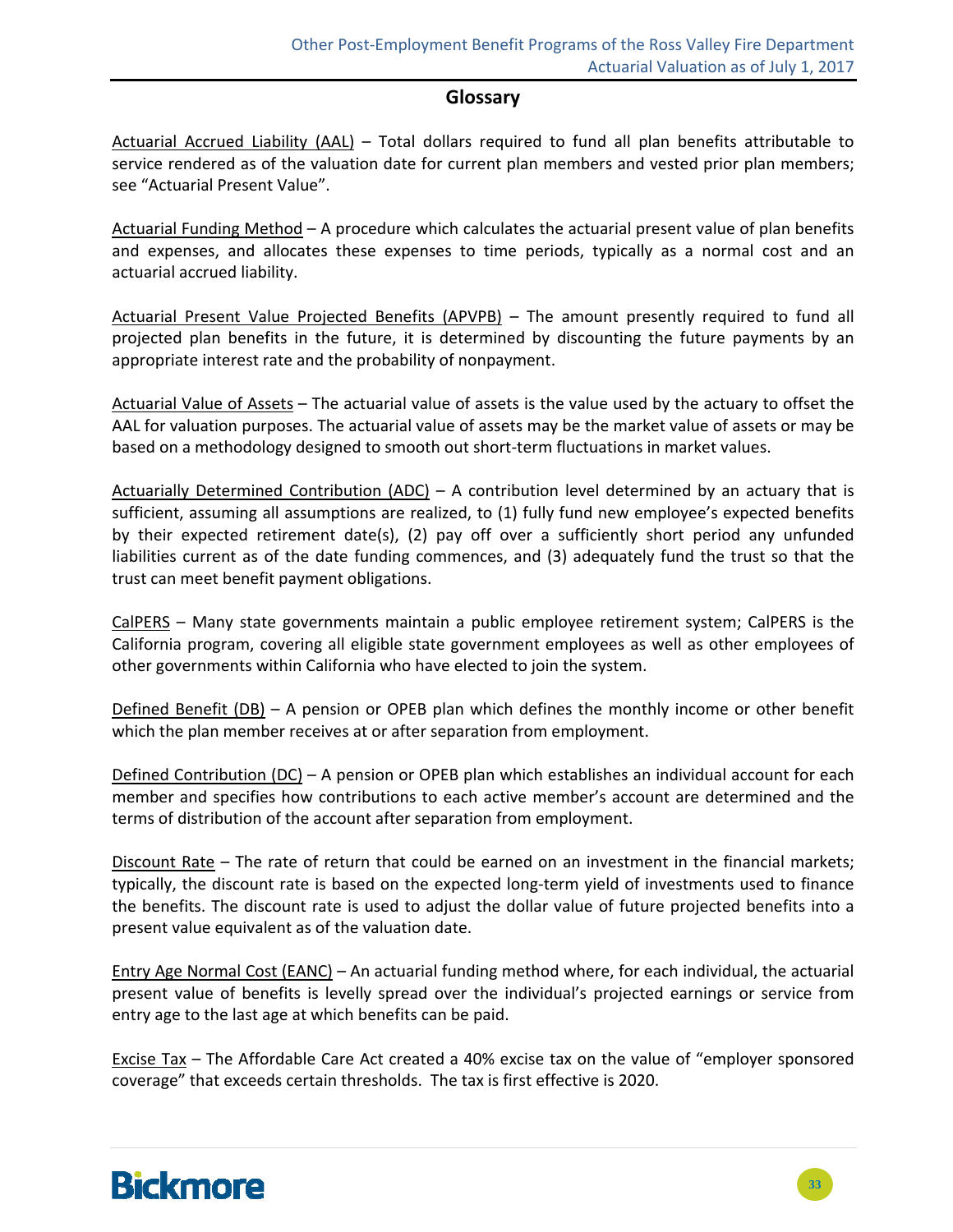## Glossary

Actuarial Accrued Liability (AAL) – Total dollars required to fund all plan benefits attributable to service rendered as of the valuation date for current plan members and vested prior plan members; see "Actuarial Present Value".

Actuarial Funding Method – A procedure which calculates the actuarial present value of plan benefits and expenses, and allocates these expenses to time periods, typically as a normal cost and an actuarial accrued liability.

Actuarial Present Value Projected Benefits (APVPB) – The amount presently required to fund all projected plan benefits in the future, it is determined by discounting the future payments by an appropriate interest rate and the probability of nonpayment.

Actuarial Value of Assets – The actuarial value of assets is the value used by the actuary to offset the AAL for valuation purposes. The actuarial value of assets may be the market value of assets or may be based on a methodology designed to smooth out short-term fluctuations in market values.

Actuarially Determined Contribution (ADC) – A contribution level determined by an actuary that is sufficient, assuming all assumptions are realized, to (1) fully fund new employee's expected benefits by their expected retirement date(s), (2) pay off over a sufficiently short period any unfunded liabilities current as of the date funding commences, and (3) adequately fund the trust so that the trust can meet benefit payment obligations.

CalPERS – Many state governments maintain a public employee retirement system; CalPERS is the California program, covering all eligible state government employees as well as other employees of other governments within California who have elected to join the system.

Defined Benefit (DB) – A pension or OPEB plan which defines the monthly income or other benefit which the plan member receives at or after separation from employment.

Defined Contribution (DC) – A pension or OPEB plan which establishes an individual account for each member and specifies how contributions to each active member's account are determined and the terms of distribution of the account after separation from employment.

Discount Rate – The rate of return that could be earned on an investment in the financial markets; typically, the discount rate is based on the expected long-term yield of investments used to finance the benefits. The discount rate is used to adjust the dollar value of future projected benefits into a present value equivalent as of the valuation date.

Entry Age Normal Cost (EANC) – An actuarial funding method where, for each individual, the actuarial present value of benefits is levelly spread over the individual's projected earnings or service from entry age to the last age at which benefits can be paid.

Excise Tax – The Affordable Care Act created a 40% excise tax on the value of "employer sponsored coverage" that exceeds certain thresholds. The tax is first effective is 2020.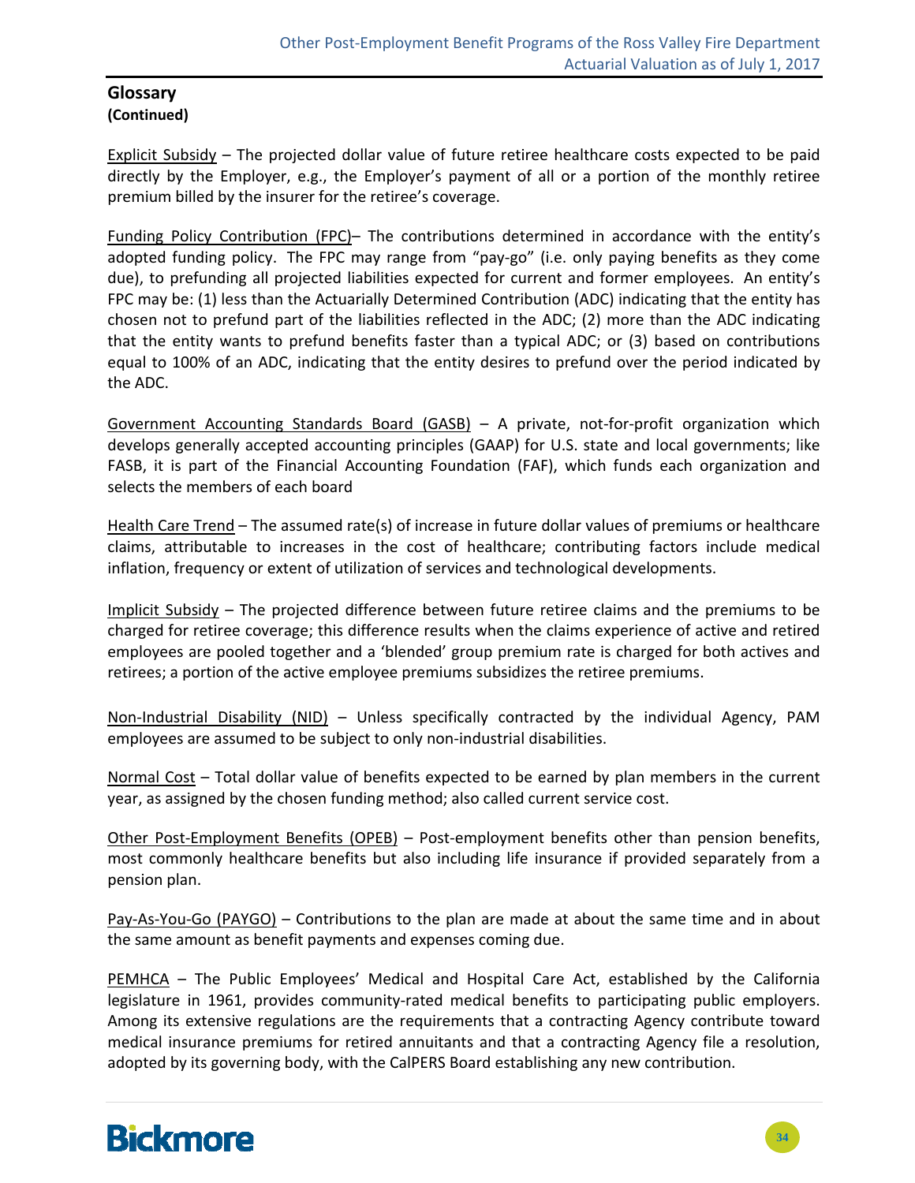## Glossary

**(Continued)**

Explicit Subsidy – The projected dollar value of future retiree healthcare costs expected to be paid directly by the Employer, e.g., the Employer's payment of all or a portion of the monthly retiree premium billed by the insurer for the retiree's coverage.

Funding Policy Contribution (FPC)– The contributions determined in accordance with the entity's adopted funding policy. The FPC may range from "pay-go" (i.e. only paying benefits as they come due), to prefunding all projected liabilities expected for current and former employees. An entity's FPC may be: (1) less than the Actuarially Determined Contribution (ADC) indicating that the entity has chosen not to prefund part of the liabilities reflected in the ADC; (2) more than the ADC indicating that the entity wants to prefund benefits faster than a typical ADC; or (3) based on contributions equal to 100% of an ADC, indicating that the entity desires to prefund over the period indicated by the ADC.

Government Accounting Standards Board (GASB) – A private, not-for-profit organization which develops generally accepted accounting principles (GAAP) for U.S. state and local governments; like FASB, it is part of the Financial Accounting Foundation (FAF), which funds each organization and selects the members of each board

Health Care Trend – The assumed rate(s) of increase in future dollar values of premiums or healthcare claims, attributable to increases in the cost of healthcare; contributing factors include medical inflation, frequency or extent of utilization of services and technological developments.

Implicit Subsidy – The projected difference between future retiree claims and the premiums to be charged for retiree coverage; this difference results when the claims experience of active and retired employees are pooled together and a 'blended' group premium rate is charged for both actives and retirees; a portion of the active employee premiums subsidizes the retiree premiums.

Non-Industrial Disability (NID) – Unless specifically contracted by the individual Agency, PAM employees are assumed to be subject to only non-industrial disabilities.

Normal Cost – Total dollar value of benefits expected to be earned by plan members in the current year, as assigned by the chosen funding method; also called current service cost.

Other Post-Employment Benefits (OPEB) – Post-employment benefits other than pension benefits, most commonly healthcare benefits but also including life insurance if provided separately from a pension plan.

Pay-As-You-Go (PAYGO) – Contributions to the plan are made at about the same time and in about the same amount as benefit payments and expenses coming due.

PEMHCA – The Public Employees' Medical and Hospital Care Act, established by the California legislature in 1961, provides community-rated medical benefits to participating public employers. Among its extensive regulations are the requirements that a contracting Agency contribute toward medical insurance premiums for retired annuitants and that a contracting Agency file a resolution, adopted by its governing body, with the CalPERS Board establishing any new contribution.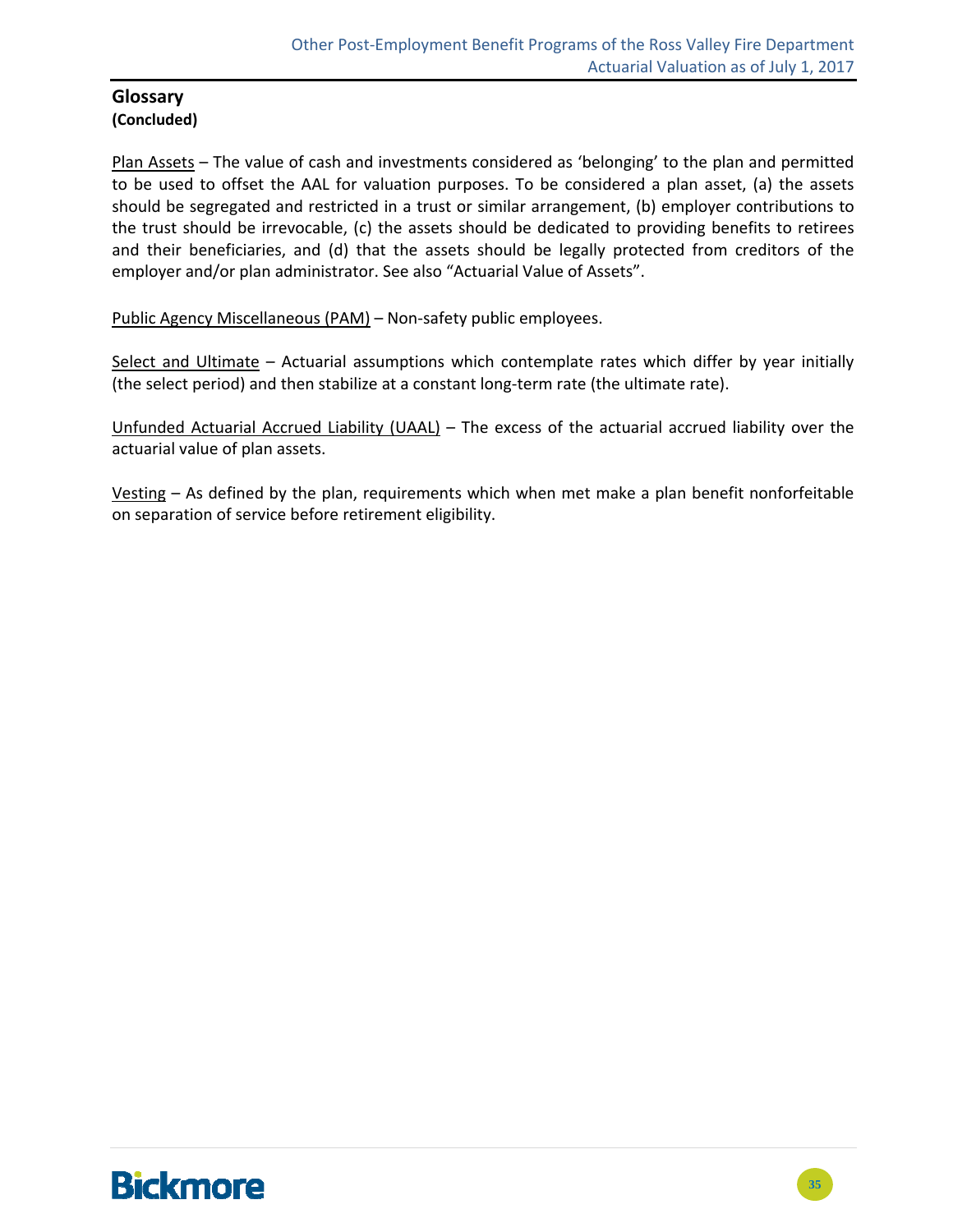## Glossary
**(Concluded)**

Plan Assets – The value of cash and investments considered as 'belonging' to the plan and permitted to be used to offset the AAL for valuation purposes. To be considered a plan asset, (a) the assets should be segregated and restricted in a trust or similar arrangement, (b) employer contributions to the trust should be irrevocable, (c) the assets should be dedicated to providing benefits to retirees and their beneficiaries, and (d) that the assets should be legally protected from creditors of the employer and/or plan administrator. See also "Actuarial Value of Assets".

Public Agency Miscellaneous (PAM) – Non-safety public employees.

Select and Ultimate – Actuarial assumptions which contemplate rates which differ by year initially (the select period) and then stabilize at a constant long-term rate (the ultimate rate).

Unfunded Actuarial Accrued Liability (UAAL) – The excess of the actuarial accrued liability over the actuarial value of plan assets.

Vesting – As defined by the plan, requirements which when met make a plan benefit nonforfeitable on separation of service before retirement eligibility.